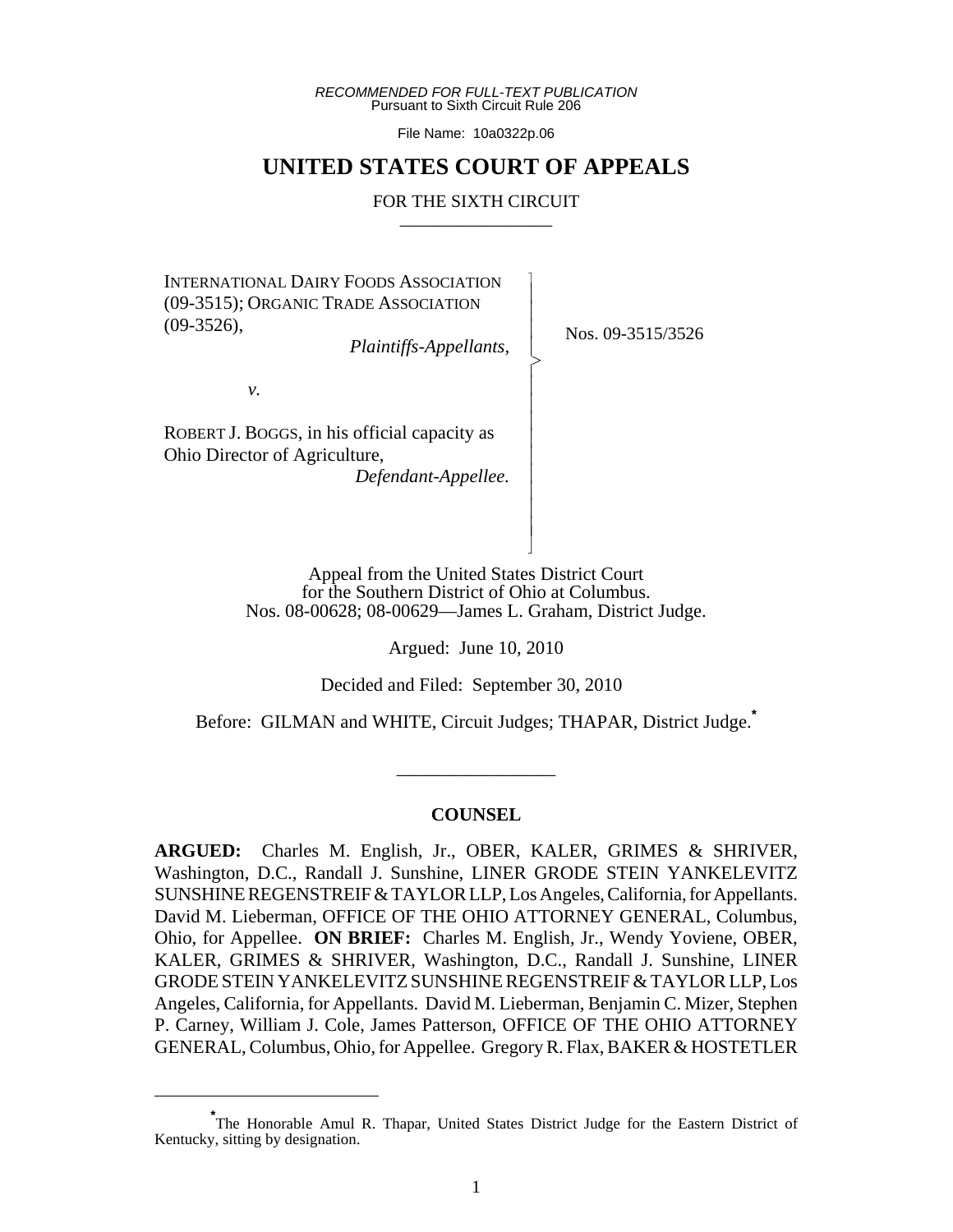*RECOMMENDED FOR FULL-TEXT PUBLICATION*
Pursuant to Sixth Circuit Rule 206

File Name: 10a0322p.06

# UNITED STATES COURT OF APPEALS

## FOR THE SIXTH CIRCUIT

INTERNATIONAL DAIRY FOODS ASSOCIATION (09-3515); ORGANIC TRADE ASSOCIATION (09-3526),
*Plaintiffs-Appellants*,

*v.*

ROBERT J. BOGGS, in his official capacity as Ohio Director of Agriculture,
*Defendant-Appellee.*

Nos. 09-3515/3526

Appeal from the United States District Court for the Southern District of Ohio at Columbus.
Nos. 08-00628; 08-00629—James L. Graham, District Judge.

Argued: June 10, 2010

Decided and Filed: September 30, 2010

Before: GILMAN and WHITE, Circuit Judges; THAPAR, District Judge.*

### COUNSEL

**ARGUED:** Charles M. English, Jr., OBER, KALER, GRIMES & SHRIVER, Washington, D.C., Randall J. Sunshine, LINER GRODE STEIN YANKELEVITZ SUNSHINE REGENSTREIF & TAYLOR LLP, Los Angeles, California, for Appellants. David M. Lieberman, OFFICE OF THE OHIO ATTORNEY GENERAL, Columbus, Ohio, for Appellee. **ON BRIEF:** Charles M. English, Jr., Wendy Yoviene, OBER, KALER, GRIMES & SHRIVER, Washington, D.C., Randall J. Sunshine, LINER GRODE STEIN YANKELEVITZ SUNSHINE REGENSTREIF & TAYLOR LLP, Los Angeles, California, for Appellants. David M. Lieberman, Benjamin C. Mizer, Stephen P. Carney, William J. Cole, James Patterson, OFFICE OF THE OHIO ATTORNEY GENERAL, Columbus, Ohio, for Appellee. Gregory R. Flax, BAKER & HOSTETLER

---

*The Honorable Amul R. Thapar, United States District Judge for the Eastern District of Kentucky, sitting by designation.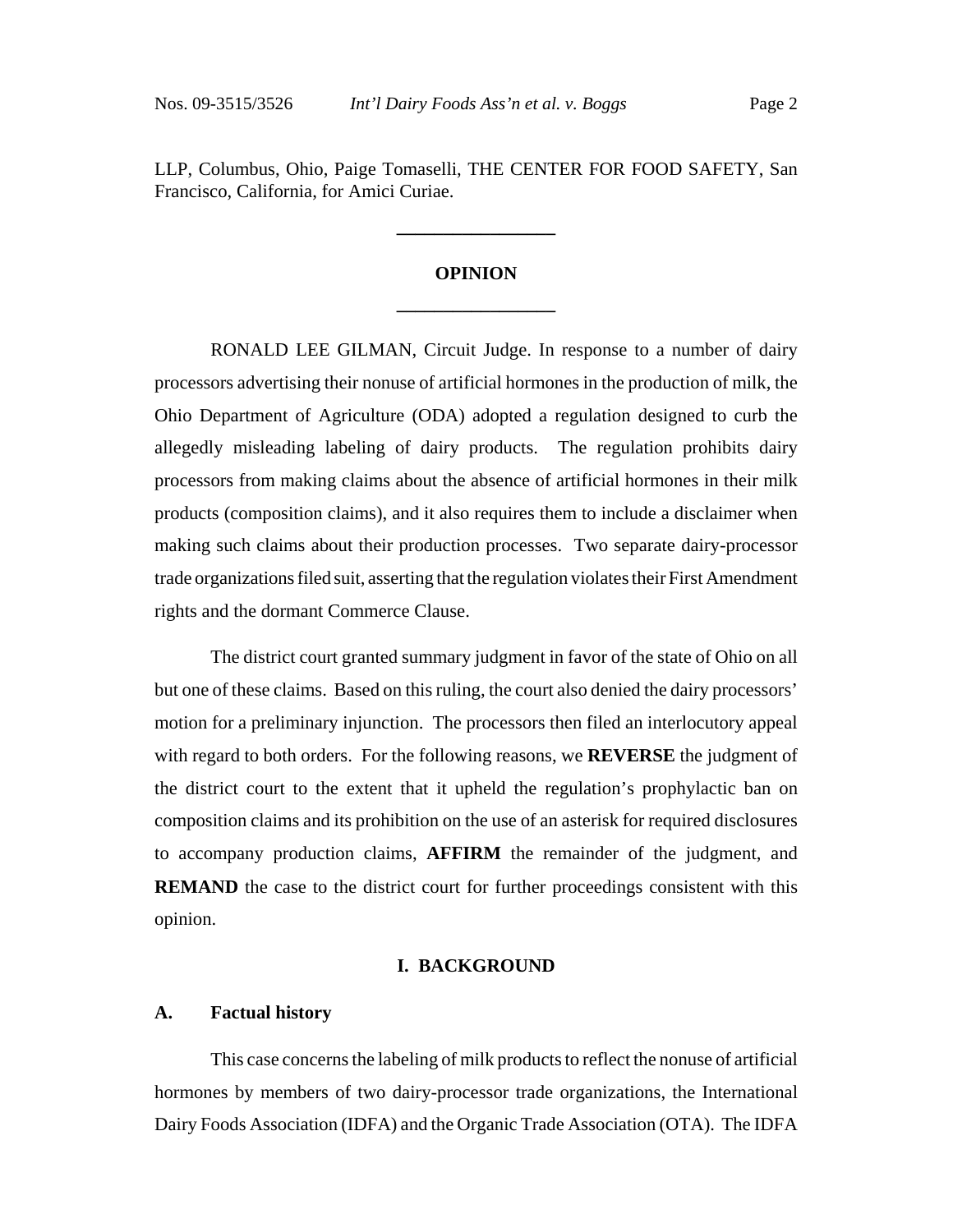LLP, Columbus, Ohio, Paige Tomaselli, THE CENTER FOR FOOD SAFETY, San Francisco, California, for Amici Curiae.

---

## OPINION

---

RONALD LEE GILMAN, Circuit Judge. In response to a number of dairy processors advertising their nonuse of artificial hormones in the production of milk, the Ohio Department of Agriculture (ODA) adopted a regulation designed to curb the allegedly misleading labeling of dairy products. The regulation prohibits dairy processors from making claims about the absence of artificial hormones in their milk products (composition claims), and it also requires them to include a disclaimer when making such claims about their production processes. Two separate dairy-processor trade organizations filed suit, asserting that the regulation violates their First Amendment rights and the dormant Commerce Clause.

The district court granted summary judgment in favor of the state of Ohio on all but one of these claims. Based on this ruling, the court also denied the dairy processors' motion for a preliminary injunction. The processors then filed an interlocutory appeal with regard to both orders. For the following reasons, we **REVERSE** the judgment of the district court to the extent that it upheld the regulation's prophylactic ban on composition claims and its prohibition on the use of an asterisk for required disclosures to accompany production claims, **AFFIRM** the remainder of the judgment, and **REMAND** the case to the district court for further proceedings consistent with this opinion.

## I. BACKGROUND

### A. Factual history

This case concerns the labeling of milk products to reflect the nonuse of artificial hormones by members of two dairy-processor trade organizations, the International Dairy Foods Association (IDFA) and the Organic Trade Association (OTA). The IDFA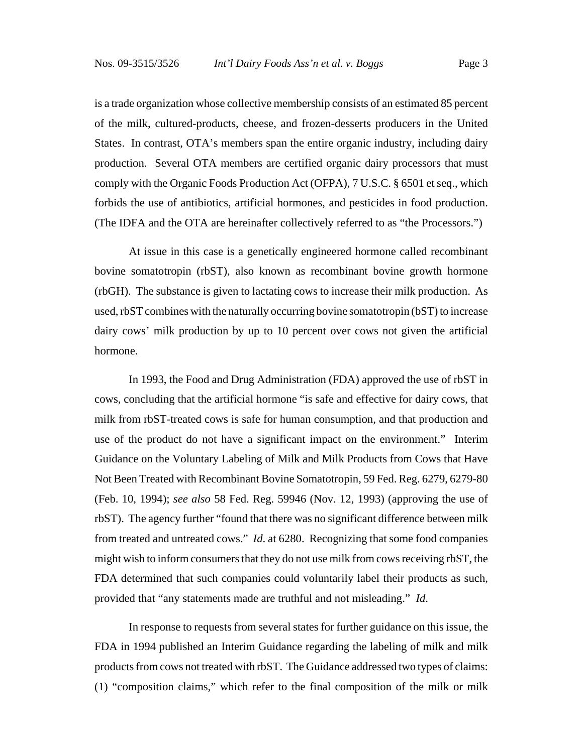is a trade organization whose collective membership consists of an estimated 85 percent of the milk, cultured-products, cheese, and frozen-desserts producers in the United States. In contrast, OTA's members span the entire organic industry, including dairy production. Several OTA members are certified organic dairy processors that must comply with the Organic Foods Production Act (OFPA), 7 U.S.C. § 6501 et seq., which forbids the use of antibiotics, artificial hormones, and pesticides in food production. (The IDFA and the OTA are hereinafter collectively referred to as "the Processors.")

At issue in this case is a genetically engineered hormone called recombinant bovine somatotropin (rbST), also known as recombinant bovine growth hormone (rbGH). The substance is given to lactating cows to increase their milk production. As used, rbST combines with the naturally occurring bovine somatotropin (bST) to increase dairy cows' milk production by up to 10 percent over cows not given the artificial hormone.

In 1993, the Food and Drug Administration (FDA) approved the use of rbST in cows, concluding that the artificial hormone "is safe and effective for dairy cows, that milk from rbST-treated cows is safe for human consumption, and that production and use of the product do not have a significant impact on the environment." Interim Guidance on the Voluntary Labeling of Milk and Milk Products from Cows that Have Not Been Treated with Recombinant Bovine Somatotropin, 59 Fed. Reg. 6279, 6279-80 (Feb. 10, 1994); *see also* 58 Fed. Reg. 59946 (Nov. 12, 1993) (approving the use of rbST). The agency further "found that there was no significant difference between milk from treated and untreated cows." *Id*. at 6280. Recognizing that some food companies might wish to inform consumers that they do not use milk from cows receiving rbST, the FDA determined that such companies could voluntarily label their products as such, provided that "any statements made are truthful and not misleading." *Id*.

In response to requests from several states for further guidance on this issue, the FDA in 1994 published an Interim Guidance regarding the labeling of milk and milk products from cows not treated with rbST. The Guidance addressed two types of claims: (1) "composition claims," which refer to the final composition of the milk or milk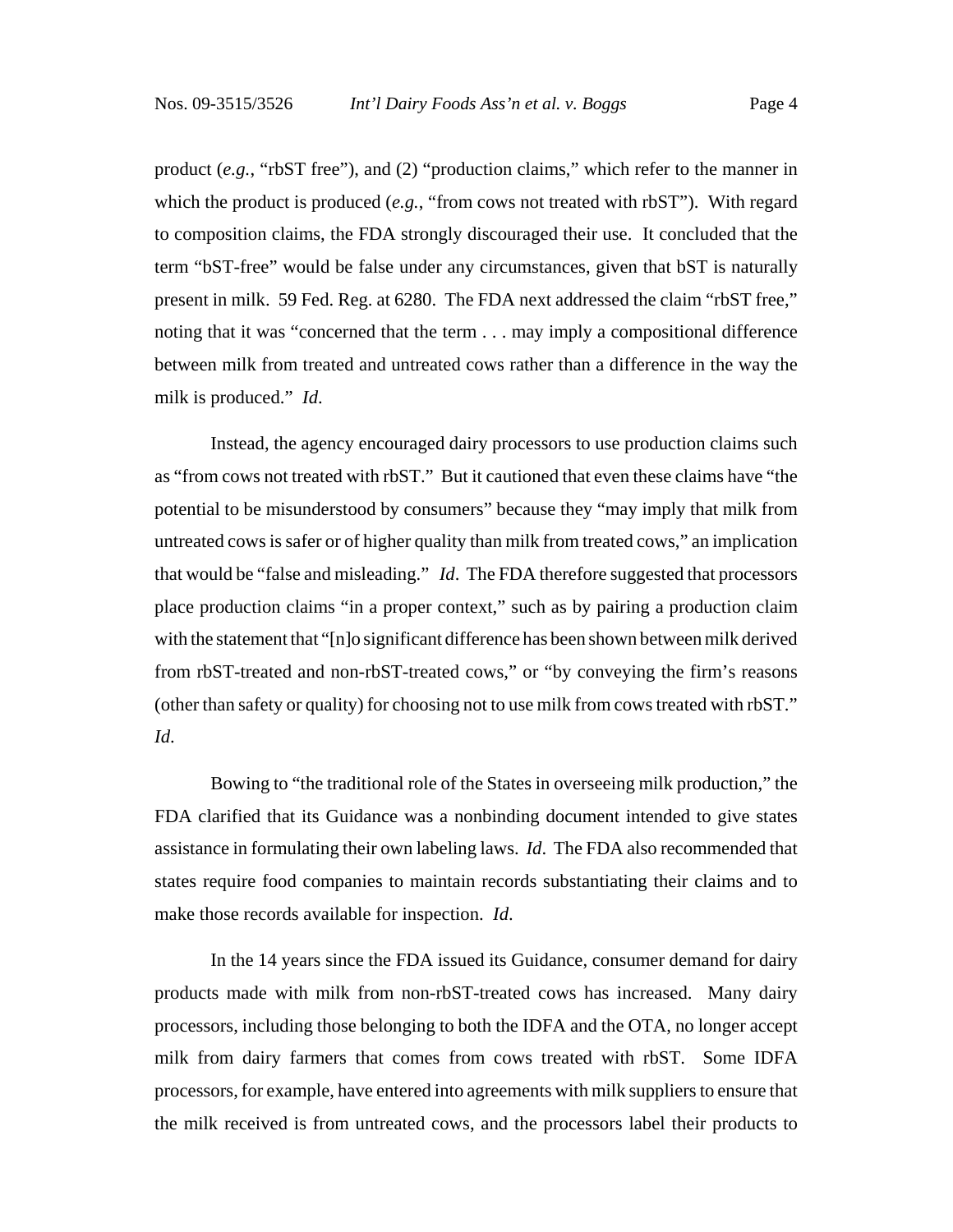product (*e.g.*, "rbST free"), and (2) "production claims," which refer to the manner in which the product is produced (*e.g.*, "from cows not treated with rbST"). With regard to composition claims, the FDA strongly discouraged their use. It concluded that the term "bST-free" would be false under any circumstances, given that bST is naturally present in milk. 59 Fed. Reg. at 6280. The FDA next addressed the claim "rbST free," noting that it was "concerned that the term . . . may imply a compositional difference between milk from treated and untreated cows rather than a difference in the way the milk is produced." *Id*.

Instead, the agency encouraged dairy processors to use production claims such as "from cows not treated with rbST." But it cautioned that even these claims have "the potential to be misunderstood by consumers" because they "may imply that milk from untreated cows is safer or of higher quality than milk from treated cows," an implication that would be "false and misleading." *Id*. The FDA therefore suggested that processors place production claims "in a proper context," such as by pairing a production claim with the statement that "[n]o significant difference has been shown between milk derived from rbST-treated and non-rbST-treated cows," or "by conveying the firm's reasons (other than safety or quality) for choosing not to use milk from cows treated with rbST." *Id*.

Bowing to "the traditional role of the States in overseeing milk production," the FDA clarified that its Guidance was a nonbinding document intended to give states assistance in formulating their own labeling laws. *Id*. The FDA also recommended that states require food companies to maintain records substantiating their claims and to make those records available for inspection. *Id*.

In the 14 years since the FDA issued its Guidance, consumer demand for dairy products made with milk from non-rbST-treated cows has increased. Many dairy processors, including those belonging to both the IDFA and the OTA, no longer accept milk from dairy farmers that comes from cows treated with rbST. Some IDFA processors, for example, have entered into agreements with milk suppliers to ensure that the milk received is from untreated cows, and the processors label their products to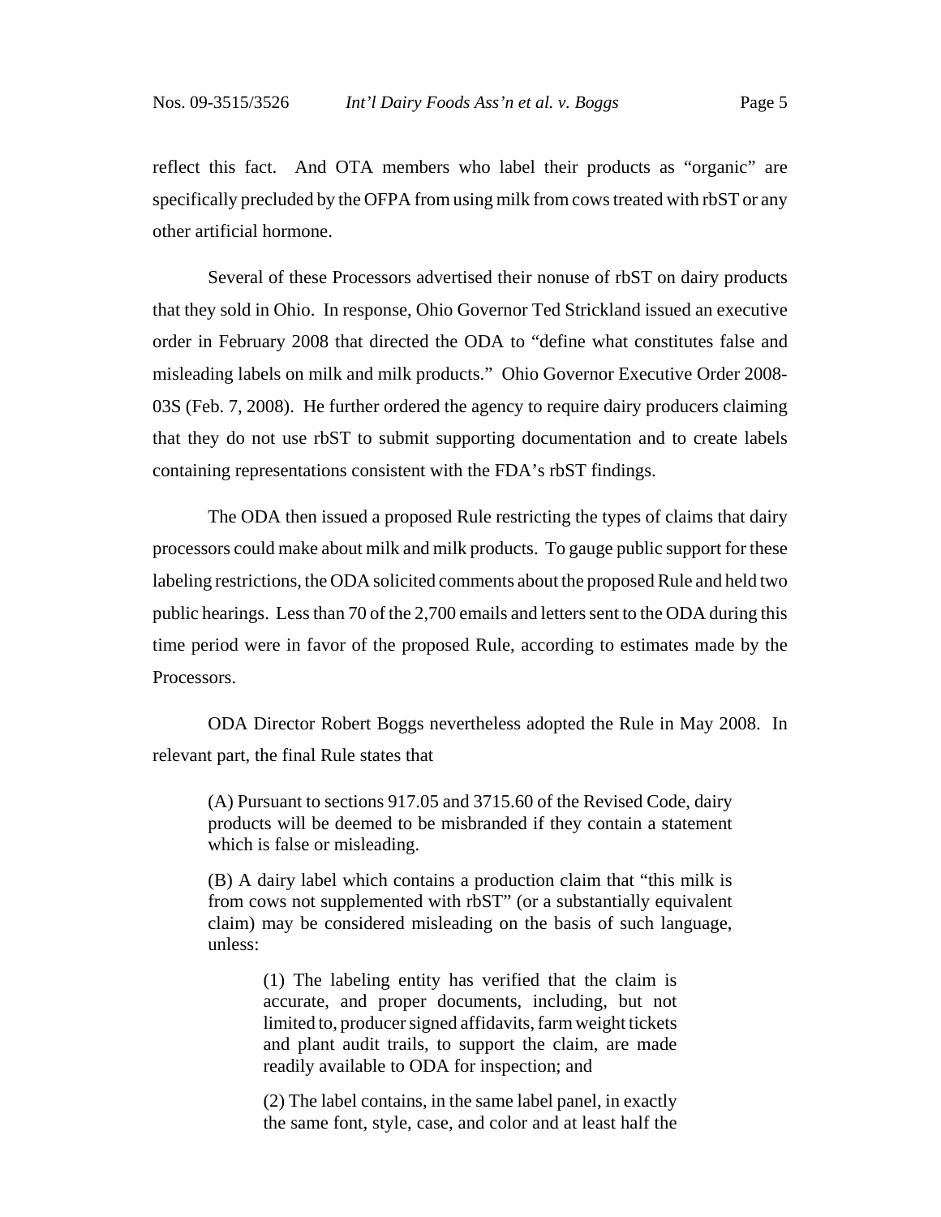reflect this fact. And OTA members who label their products as "organic" are specifically precluded by the OFPA from using milk from cows treated with rbST or any other artificial hormone.

Several of these Processors advertised their nonuse of rbST on dairy products that they sold in Ohio. In response, Ohio Governor Ted Strickland issued an executive order in February 2008 that directed the ODA to "define what constitutes false and misleading labels on milk and milk products." Ohio Governor Executive Order 2008-03S (Feb. 7, 2008). He further ordered the agency to require dairy producers claiming that they do not use rbST to submit supporting documentation and to create labels containing representations consistent with the FDA's rbST findings.

The ODA then issued a proposed Rule restricting the types of claims that dairy processors could make about milk and milk products. To gauge public support for these labeling restrictions, the ODA solicited comments about the proposed Rule and held two public hearings. Less than 70 of the 2,700 emails and letters sent to the ODA during this time period were in favor of the proposed Rule, according to estimates made by the Processors.

ODA Director Robert Boggs nevertheless adopted the Rule in May 2008. In relevant part, the final Rule states that

> (A) Pursuant to sections 917.05 and 3715.60 of the Revised Code, dairy products will be deemed to be misbranded if they contain a statement which is false or misleading.
>
> (B) A dairy label which contains a production claim that "this milk is from cows not supplemented with rbST" (or a substantially equivalent claim) may be considered misleading on the basis of such language, unless:
>
>> (1) The labeling entity has verified that the claim is accurate, and proper documents, including, but not limited to, producer signed affidavits, farm weight tickets and plant audit trails, to support the claim, are made readily available to ODA for inspection; and
>>
>> (2) The label contains, in the same label panel, in exactly the same font, style, case, and color and at least half the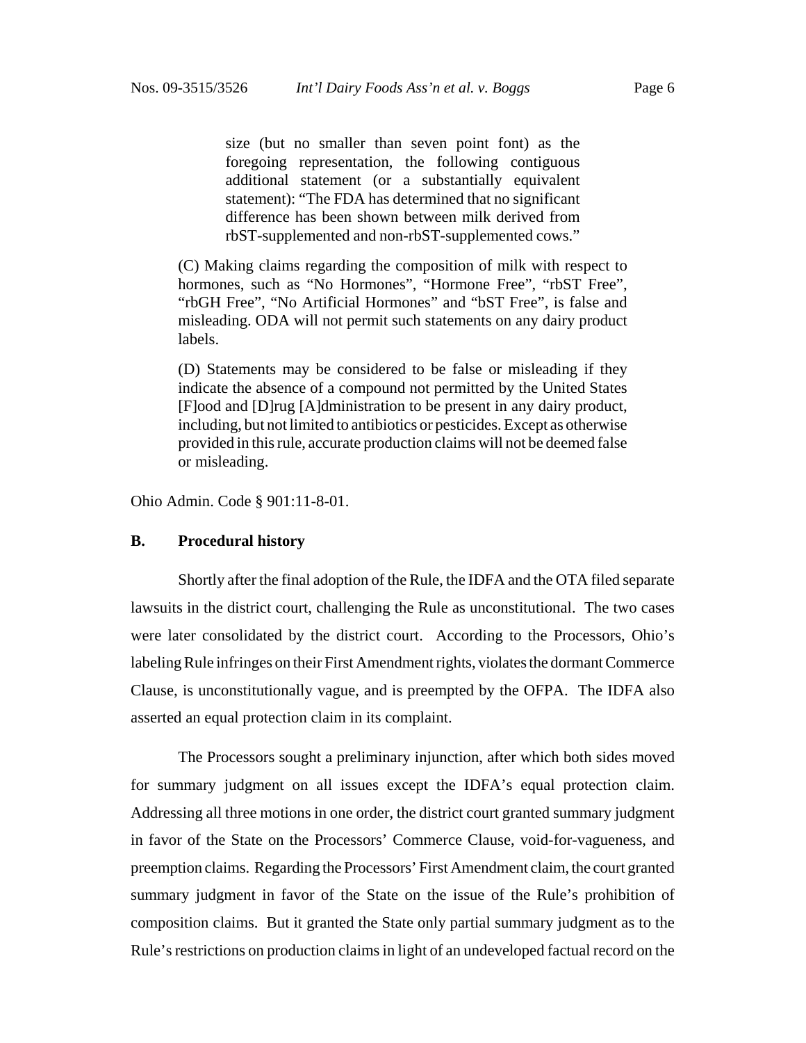> size (but no smaller than seven point font) as the foregoing representation, the following contiguous additional statement (or a substantially equivalent statement): "The FDA has determined that no significant difference has been shown between milk derived from rbST-supplemented and non-rbST-supplemented cows."

> (C) Making claims regarding the composition of milk with respect to hormones, such as "No Hormones", "Hormone Free", "rbST Free", "rbGH Free", "No Artificial Hormones" and "bST Free", is false and misleading. ODA will not permit such statements on any dairy product labels.
>
> (D) Statements may be considered to be false or misleading if they indicate the absence of a compound not permitted by the United States [F]ood and [D]rug [A]dministration to be present in any dairy product, including, but not limited to antibiotics or pesticides. Except as otherwise provided in this rule, accurate production claims will not be deemed false or misleading.

Ohio Admin. Code § 901:11-8-01.

## B. Procedural history

Shortly after the final adoption of the Rule, the IDFA and the OTA filed separate lawsuits in the district court, challenging the Rule as unconstitutional. The two cases were later consolidated by the district court. According to the Processors, Ohio's labeling Rule infringes on their First Amendment rights, violates the dormant Commerce Clause, is unconstitutionally vague, and is preempted by the OFPA. The IDFA also asserted an equal protection claim in its complaint.

The Processors sought a preliminary injunction, after which both sides moved for summary judgment on all issues except the IDFA's equal protection claim. Addressing all three motions in one order, the district court granted summary judgment in favor of the State on the Processors' Commerce Clause, void-for-vagueness, and preemption claims. Regarding the Processors' First Amendment claim, the court granted summary judgment in favor of the State on the issue of the Rule's prohibition of composition claims. But it granted the State only partial summary judgment as to the Rule's restrictions on production claims in light of an undeveloped factual record on the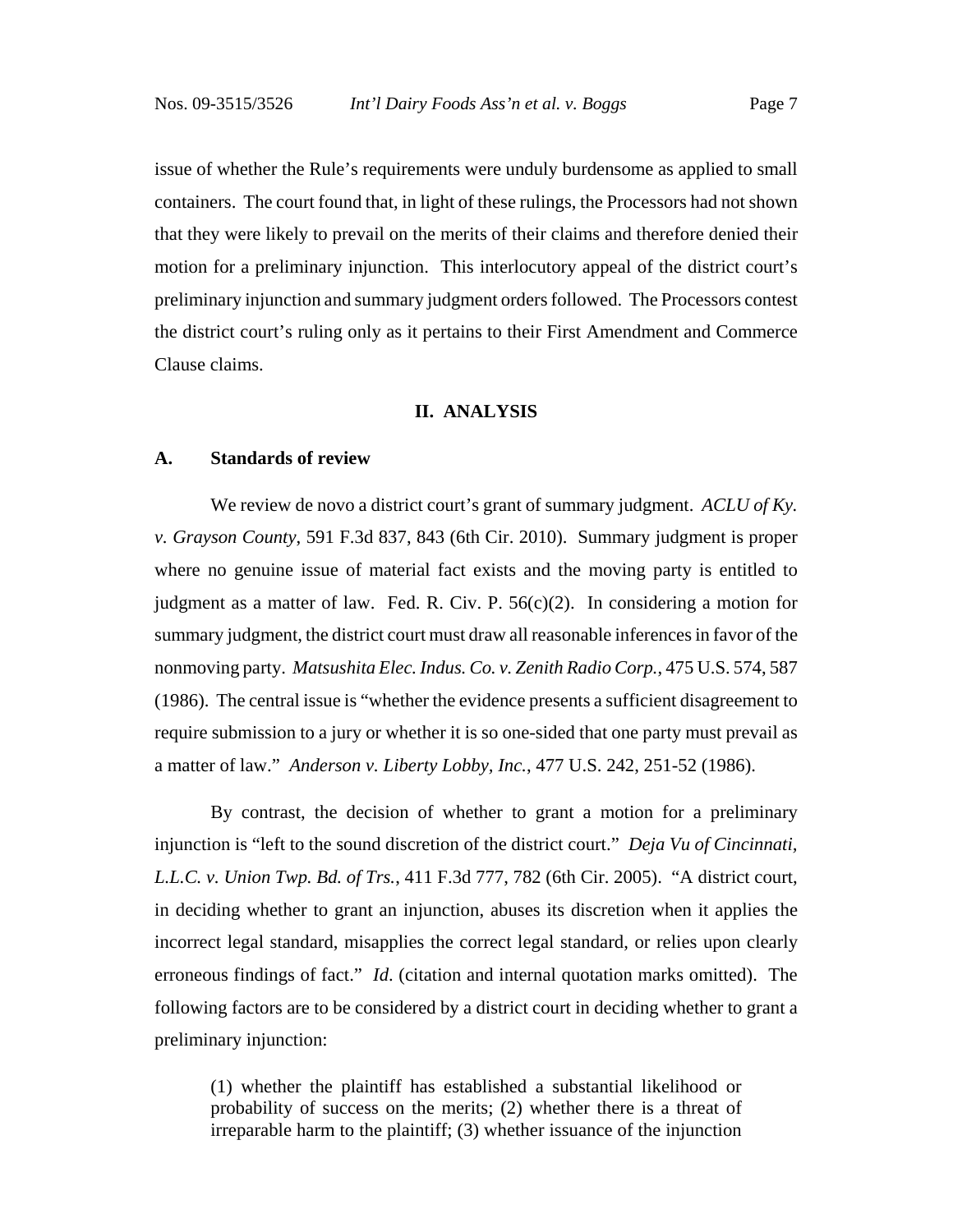issue of whether the Rule's requirements were unduly burdensome as applied to small containers. The court found that, in light of these rulings, the Processors had not shown that they were likely to prevail on the merits of their claims and therefore denied their motion for a preliminary injunction. This interlocutory appeal of the district court's preliminary injunction and summary judgment orders followed. The Processors contest the district court's ruling only as it pertains to their First Amendment and Commerce Clause claims.

## II. ANALYSIS

### A. Standards of review

We review de novo a district court's grant of summary judgment. *ACLU of Ky. v. Grayson County*, 591 F.3d 837, 843 (6th Cir. 2010). Summary judgment is proper where no genuine issue of material fact exists and the moving party is entitled to judgment as a matter of law. Fed. R. Civ. P. 56(c)(2). In considering a motion for summary judgment, the district court must draw all reasonable inferences in favor of the nonmoving party. *Matsushita Elec. Indus. Co. v. Zenith Radio Corp.*, 475 U.S. 574, 587 (1986). The central issue is "whether the evidence presents a sufficient disagreement to require submission to a jury or whether it is so one-sided that one party must prevail as a matter of law." *Anderson v. Liberty Lobby, Inc.*, 477 U.S. 242, 251-52 (1986).

By contrast, the decision of whether to grant a motion for a preliminary injunction is "left to the sound discretion of the district court." *Deja Vu of Cincinnati, L.L.C. v. Union Twp. Bd. of Trs.*, 411 F.3d 777, 782 (6th Cir. 2005). "A district court, in deciding whether to grant an injunction, abuses its discretion when it applies the incorrect legal standard, misapplies the correct legal standard, or relies upon clearly erroneous findings of fact." *Id*. (citation and internal quotation marks omitted). The following factors are to be considered by a district court in deciding whether to grant a preliminary injunction:

> (1) whether the plaintiff has established a substantial likelihood or probability of success on the merits; (2) whether there is a threat of irreparable harm to the plaintiff; (3) whether issuance of the injunction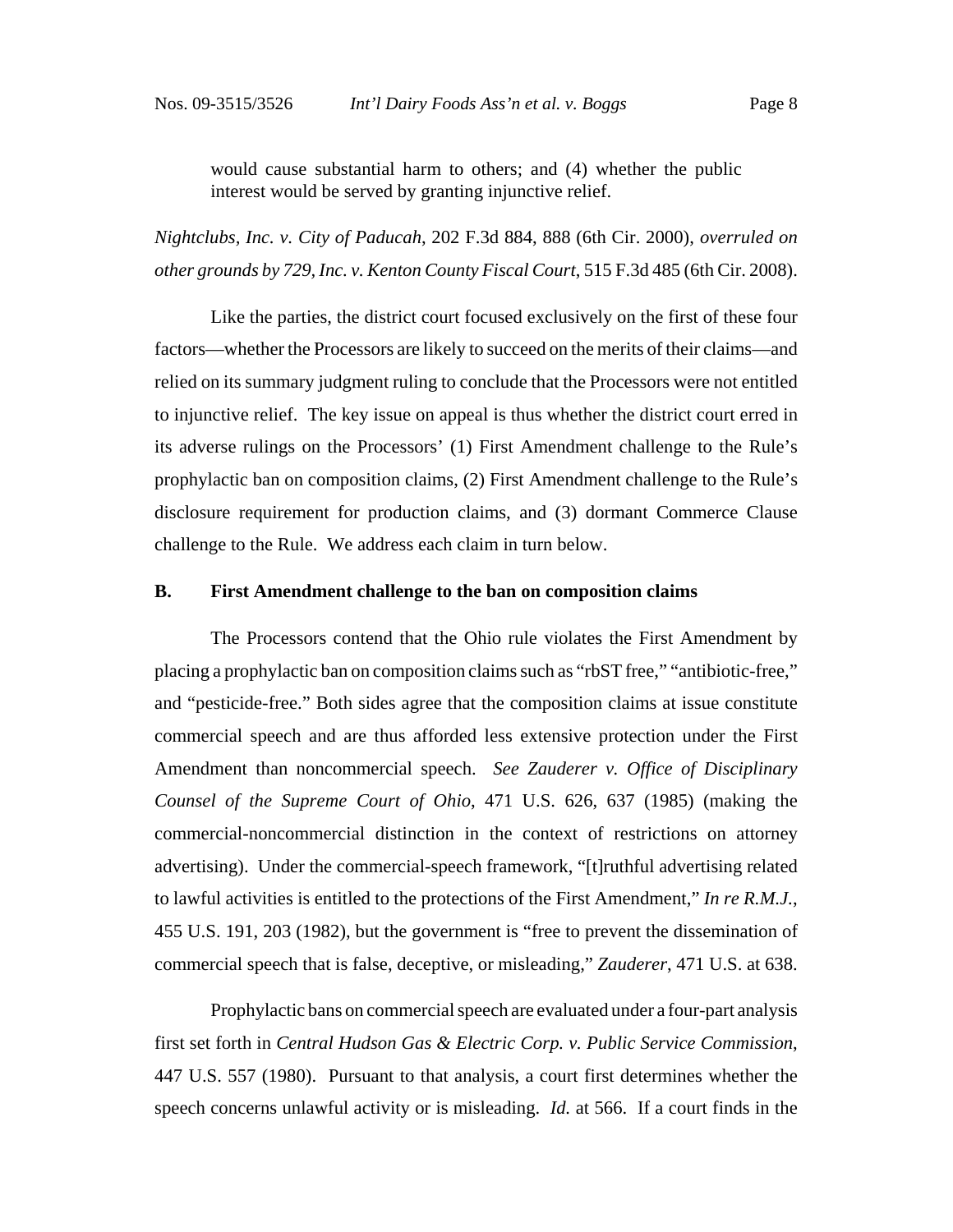> would cause substantial harm to others; and (4) whether the public interest would be served by granting injunctive relief.

*Nightclubs, Inc. v. City of Paducah*, 202 F.3d 884, 888 (6th Cir. 2000), *overruled on other grounds by 729, Inc. v. Kenton County Fiscal Court*, 515 F.3d 485 (6th Cir. 2008).

Like the parties, the district court focused exclusively on the first of these four factors—whether the Processors are likely to succeed on the merits of their claims—and relied on its summary judgment ruling to conclude that the Processors were not entitled to injunctive relief. The key issue on appeal is thus whether the district court erred in its adverse rulings on the Processors' (1) First Amendment challenge to the Rule's prophylactic ban on composition claims, (2) First Amendment challenge to the Rule's disclosure requirement for production claims, and (3) dormant Commerce Clause challenge to the Rule. We address each claim in turn below.

**B. First Amendment challenge to the ban on composition claims**

The Processors contend that the Ohio rule violates the First Amendment by placing a prophylactic ban on composition claims such as "rbST free," "antibiotic-free," and "pesticide-free." Both sides agree that the composition claims at issue constitute commercial speech and are thus afforded less extensive protection under the First Amendment than noncommercial speech. *See Zauderer v. Office of Disciplinary Counsel of the Supreme Court of Ohio*, 471 U.S. 626, 637 (1985) (making the commercial-noncommercial distinction in the context of restrictions on attorney advertising). Under the commercial-speech framework, "[t]ruthful advertising related to lawful activities is entitled to the protections of the First Amendment," *In re R.M.J.*, 455 U.S. 191, 203 (1982), but the government is "free to prevent the dissemination of commercial speech that is false, deceptive, or misleading," *Zauderer*, 471 U.S. at 638.

Prophylactic bans on commercial speech are evaluated under a four-part analysis first set forth in *Central Hudson Gas & Electric Corp. v. Public Service Commission*, 447 U.S. 557 (1980). Pursuant to that analysis, a court first determines whether the speech concerns unlawful activity or is misleading. *Id.* at 566. If a court finds in the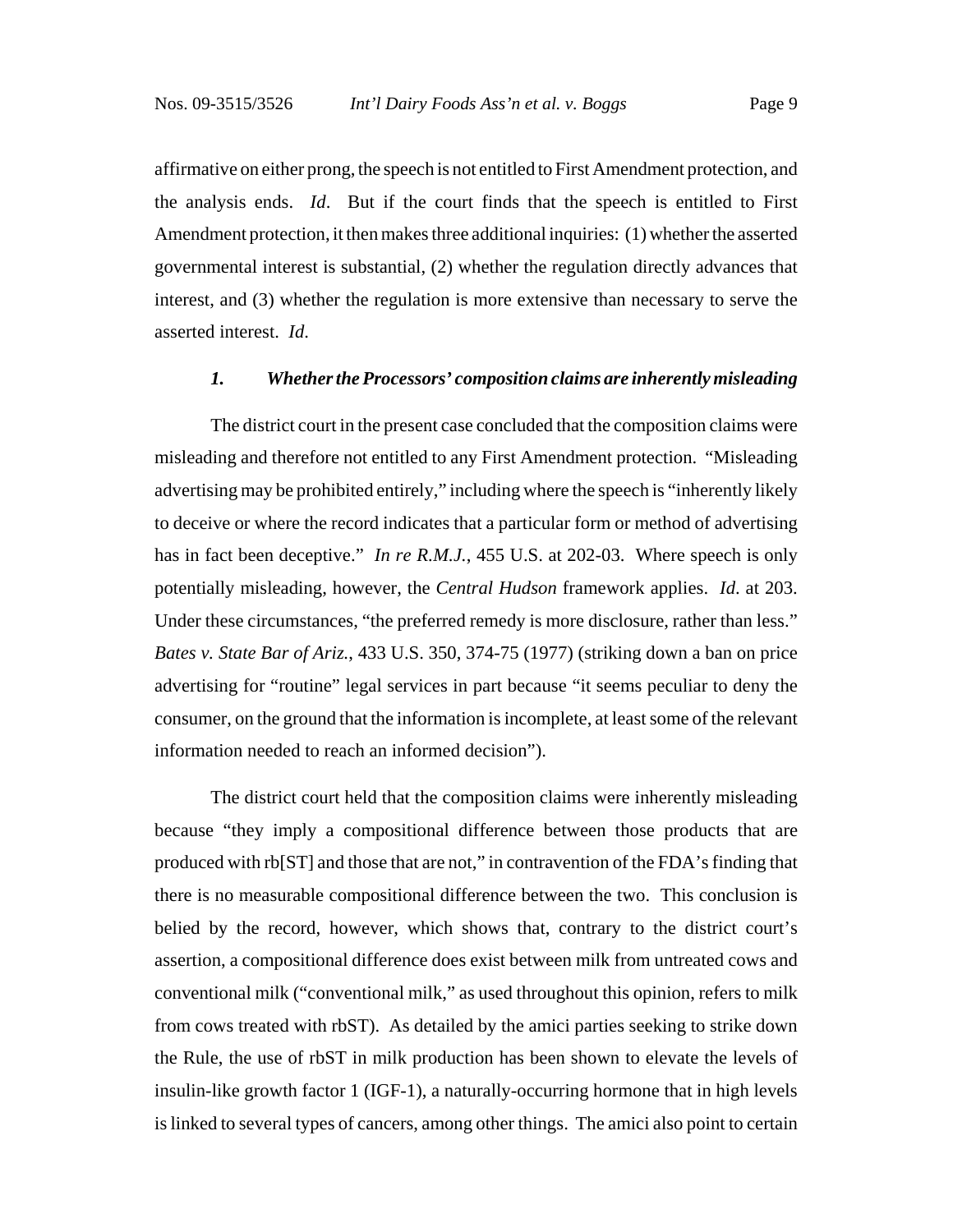affirmative on either prong, the speech is not entitled to First Amendment protection, and the analysis ends. *Id*. But if the court finds that the speech is entitled to First Amendment protection, it then makes three additional inquiries: (1) whether the asserted governmental interest is substantial, (2) whether the regulation directly advances that interest, and (3) whether the regulation is more extensive than necessary to serve the asserted interest. *Id*.

### *1. Whether the Processors' composition claims are inherently misleading*

The district court in the present case concluded that the composition claims were misleading and therefore not entitled to any First Amendment protection. "Misleading advertising may be prohibited entirely," including where the speech is "inherently likely to deceive or where the record indicates that a particular form or method of advertising has in fact been deceptive." *In re R.M.J.*, 455 U.S. at 202-03. Where speech is only potentially misleading, however, the *Central Hudson* framework applies. *Id*. at 203. Under these circumstances, "the preferred remedy is more disclosure, rather than less." *Bates v. State Bar of Ariz.*, 433 U.S. 350, 374-75 (1977) (striking down a ban on price advertising for "routine" legal services in part because "it seems peculiar to deny the consumer, on the ground that the information is incomplete, at least some of the relevant information needed to reach an informed decision").

The district court held that the composition claims were inherently misleading because "they imply a compositional difference between those products that are produced with rb[ST] and those that are not," in contravention of the FDA's finding that there is no measurable compositional difference between the two. This conclusion is belied by the record, however, which shows that, contrary to the district court's assertion, a compositional difference does exist between milk from untreated cows and conventional milk ("conventional milk," as used throughout this opinion, refers to milk from cows treated with rbST). As detailed by the amici parties seeking to strike down the Rule, the use of rbST in milk production has been shown to elevate the levels of insulin-like growth factor 1 (IGF-1), a naturally-occurring hormone that in high levels is linked to several types of cancers, among other things. The amici also point to certain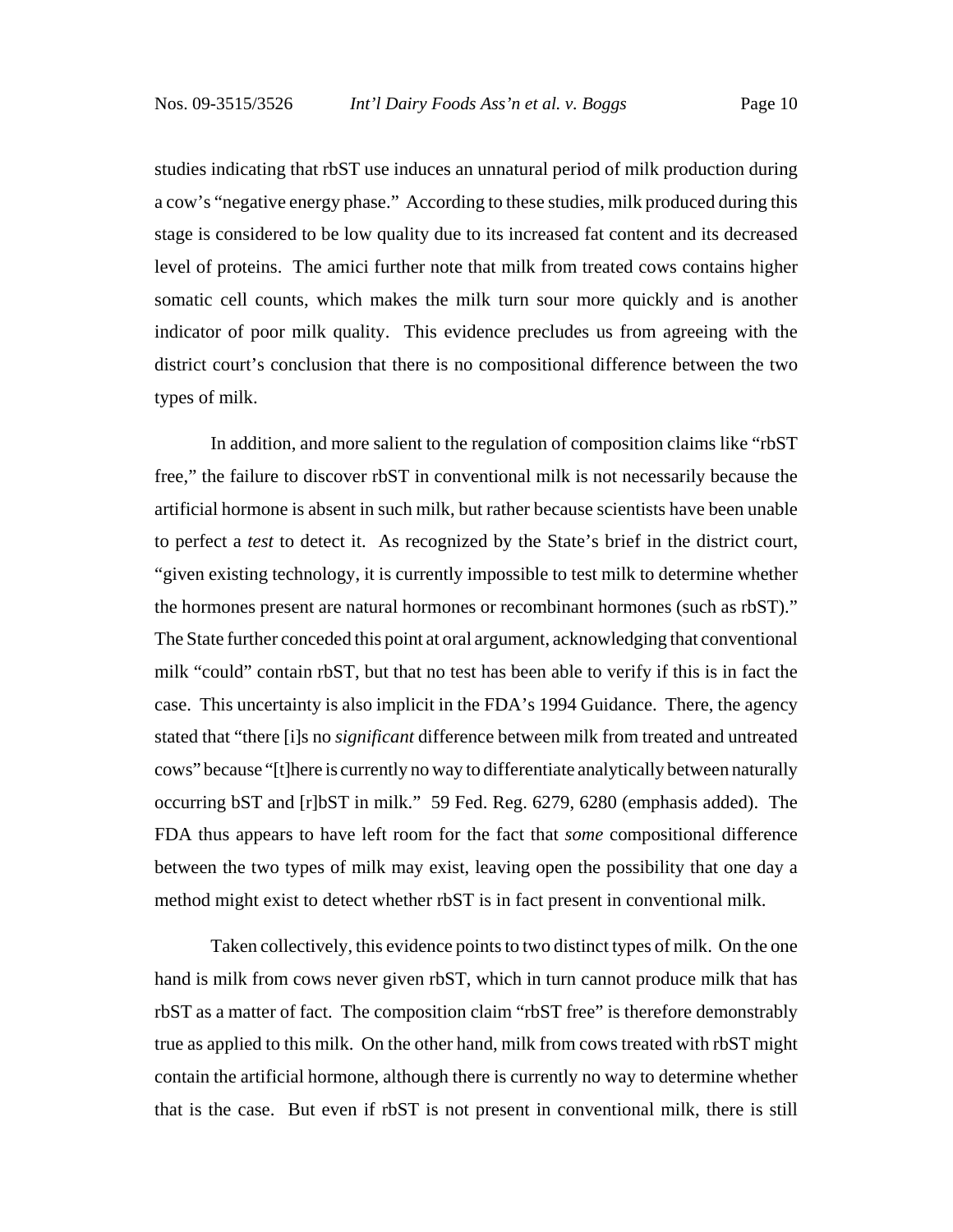studies indicating that rbST use induces an unnatural period of milk production during a cow's "negative energy phase." According to these studies, milk produced during this stage is considered to be low quality due to its increased fat content and its decreased level of proteins. The amici further note that milk from treated cows contains higher somatic cell counts, which makes the milk turn sour more quickly and is another indicator of poor milk quality. This evidence precludes us from agreeing with the district court's conclusion that there is no compositional difference between the two types of milk.

In addition, and more salient to the regulation of composition claims like "rbST free," the failure to discover rbST in conventional milk is not necessarily because the artificial hormone is absent in such milk, but rather because scientists have been unable to perfect a *test* to detect it. As recognized by the State's brief in the district court, "given existing technology, it is currently impossible to test milk to determine whether the hormones present are natural hormones or recombinant hormones (such as rbST)." The State further conceded this point at oral argument, acknowledging that conventional milk "could" contain rbST, but that no test has been able to verify if this is in fact the case. This uncertainty is also implicit in the FDA's 1994 Guidance. There, the agency stated that "there [i]s no *significant* difference between milk from treated and untreated cows" because "[t]here is currently no way to differentiate analytically between naturally occurring bST and [r]bST in milk." 59 Fed. Reg. 6279, 6280 (emphasis added). The FDA thus appears to have left room for the fact that *some* compositional difference between the two types of milk may exist, leaving open the possibility that one day a method might exist to detect whether rbST is in fact present in conventional milk.

Taken collectively, this evidence points to two distinct types of milk. On the one hand is milk from cows never given rbST, which in turn cannot produce milk that has rbST as a matter of fact. The composition claim "rbST free" is therefore demonstrably true as applied to this milk. On the other hand, milk from cows treated with rbST might contain the artificial hormone, although there is currently no way to determine whether that is the case. But even if rbST is not present in conventional milk, there is still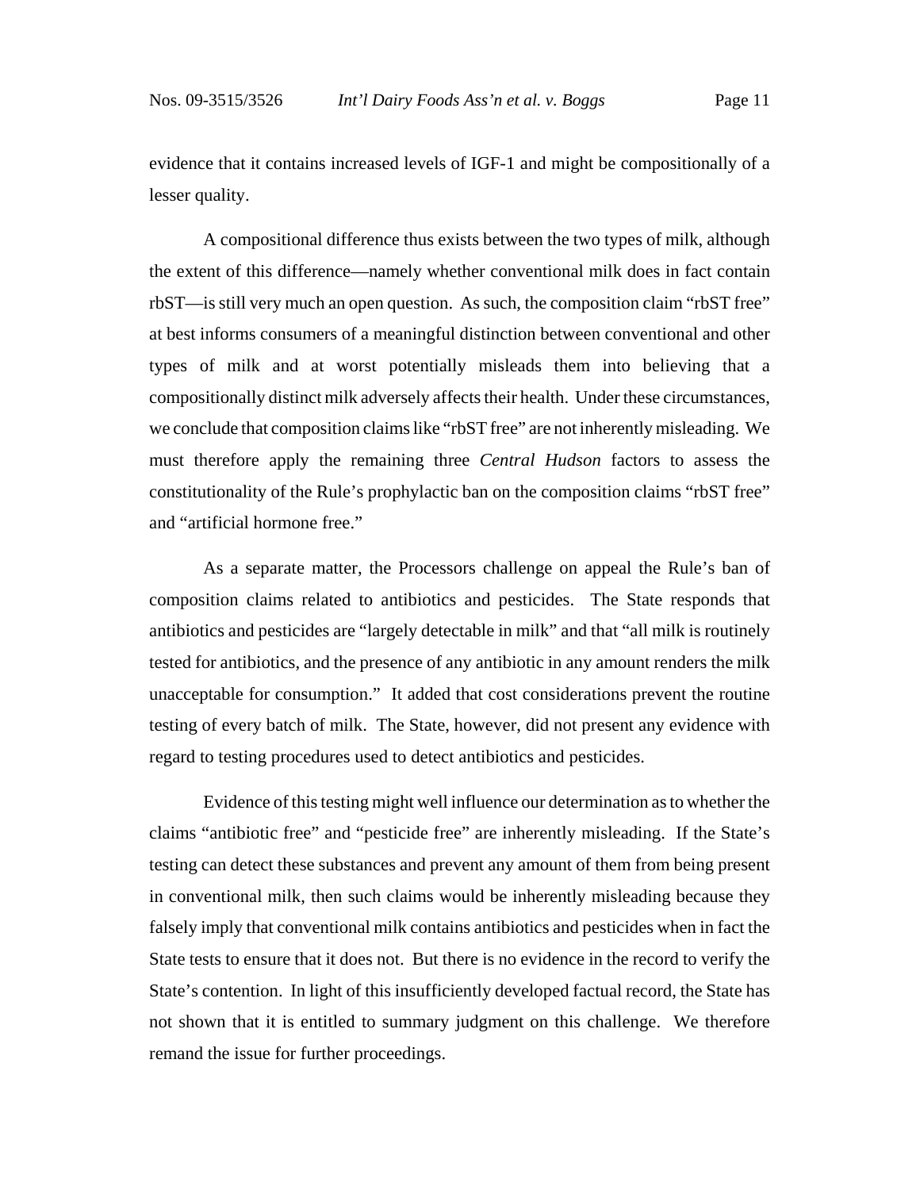evidence that it contains increased levels of IGF-1 and might be compositionally of a lesser quality.

A compositional difference thus exists between the two types of milk, although the extent of this difference—namely whether conventional milk does in fact contain rbST—is still very much an open question. As such, the composition claim "rbST free" at best informs consumers of a meaningful distinction between conventional and other types of milk and at worst potentially misleads them into believing that a compositionally distinct milk adversely affects their health. Under these circumstances, we conclude that composition claims like "rbST free" are not inherently misleading. We must therefore apply the remaining three *Central Hudson* factors to assess the constitutionality of the Rule's prophylactic ban on the composition claims "rbST free" and "artificial hormone free."

As a separate matter, the Processors challenge on appeal the Rule's ban of composition claims related to antibiotics and pesticides. The State responds that antibiotics and pesticides are "largely detectable in milk" and that "all milk is routinely tested for antibiotics, and the presence of any antibiotic in any amount renders the milk unacceptable for consumption." It added that cost considerations prevent the routine testing of every batch of milk. The State, however, did not present any evidence with regard to testing procedures used to detect antibiotics and pesticides.

Evidence of this testing might well influence our determination as to whether the claims "antibiotic free" and "pesticide free" are inherently misleading. If the State's testing can detect these substances and prevent any amount of them from being present in conventional milk, then such claims would be inherently misleading because they falsely imply that conventional milk contains antibiotics and pesticides when in fact the State tests to ensure that it does not. But there is no evidence in the record to verify the State's contention. In light of this insufficiently developed factual record, the State has not shown that it is entitled to summary judgment on this challenge. We therefore remand the issue for further proceedings.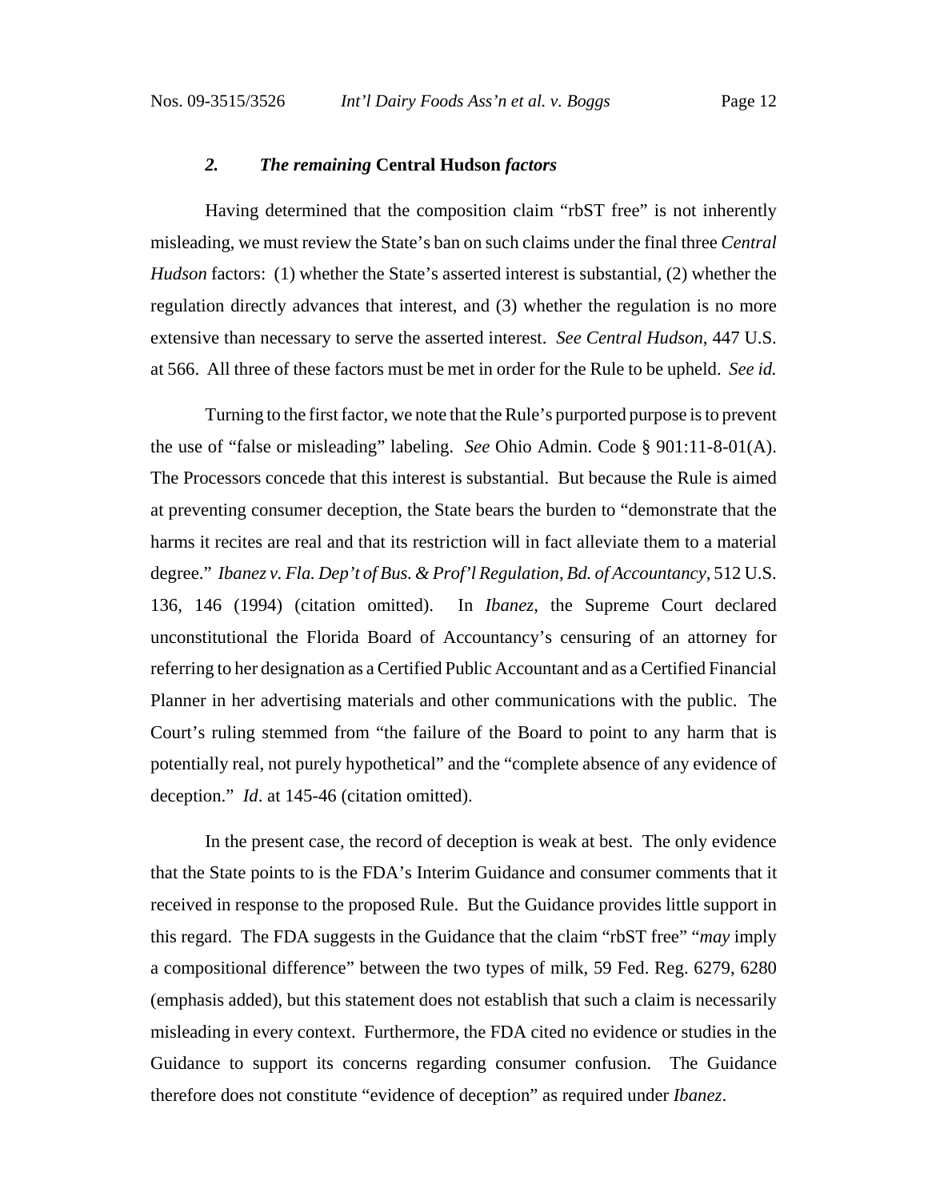### *2. The remaining* Central Hudson *factors*

Having determined that the composition claim "rbST free" is not inherently misleading, we must review the State's ban on such claims under the final three *Central Hudson* factors: (1) whether the State's asserted interest is substantial, (2) whether the regulation directly advances that interest, and (3) whether the regulation is no more extensive than necessary to serve the asserted interest. *See Central Hudson*, 447 U.S. at 566. All three of these factors must be met in order for the Rule to be upheld. *See id.*

Turning to the first factor, we note that the Rule's purported purpose is to prevent the use of "false or misleading" labeling. *See* Ohio Admin. Code § 901:11-8-01(A). The Processors concede that this interest is substantial. But because the Rule is aimed at preventing consumer deception, the State bears the burden to "demonstrate that the harms it recites are real and that its restriction will in fact alleviate them to a material degree." *Ibanez v. Fla. Dep't of Bus. & Prof'l Regulation, Bd. of Accountancy*, 512 U.S. 136, 146 (1994) (citation omitted). In *Ibanez*, the Supreme Court declared unconstitutional the Florida Board of Accountancy's censuring of an attorney for referring to her designation as a Certified Public Accountant and as a Certified Financial Planner in her advertising materials and other communications with the public. The Court's ruling stemmed from "the failure of the Board to point to any harm that is potentially real, not purely hypothetical" and the "complete absence of any evidence of deception." *Id*. at 145-46 (citation omitted).

In the present case, the record of deception is weak at best. The only evidence that the State points to is the FDA's Interim Guidance and consumer comments that it received in response to the proposed Rule. But the Guidance provides little support in this regard. The FDA suggests in the Guidance that the claim "rbST free" "*may* imply a compositional difference" between the two types of milk, 59 Fed. Reg. 6279, 6280 (emphasis added), but this statement does not establish that such a claim is necessarily misleading in every context. Furthermore, the FDA cited no evidence or studies in the Guidance to support its concerns regarding consumer confusion. The Guidance therefore does not constitute "evidence of deception" as required under *Ibanez*.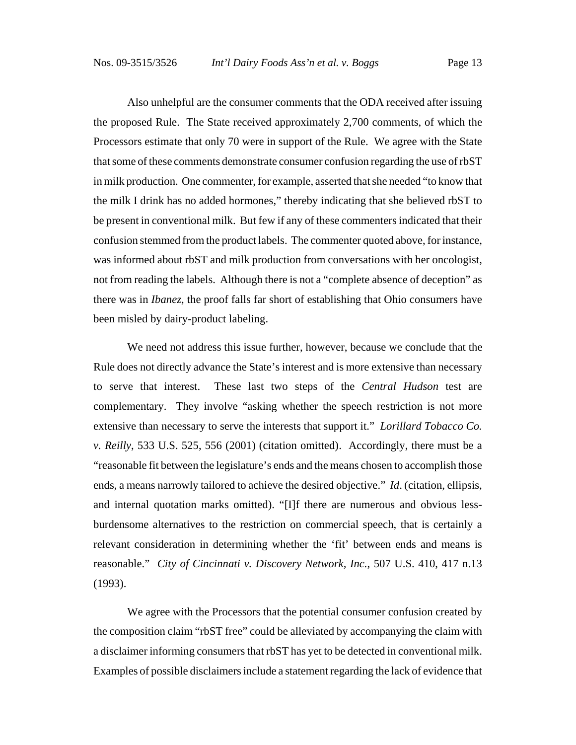Also unhelpful are the consumer comments that the ODA received after issuing the proposed Rule. The State received approximately 2,700 comments, of which the Processors estimate that only 70 were in support of the Rule. We agree with the State that some of these comments demonstrate consumer confusion regarding the use of rbST in milk production. One commenter, for example, asserted that she needed "to know that the milk I drink has no added hormones," thereby indicating that she believed rbST to be present in conventional milk. But few if any of these commenters indicated that their confusion stemmed from the product labels. The commenter quoted above, for instance, was informed about rbST and milk production from conversations with her oncologist, not from reading the labels. Although there is not a "complete absence of deception" as there was in *Ibanez*, the proof falls far short of establishing that Ohio consumers have been misled by dairy-product labeling.

We need not address this issue further, however, because we conclude that the Rule does not directly advance the State's interest and is more extensive than necessary to serve that interest. These last two steps of the *Central Hudson* test are complementary. They involve "asking whether the speech restriction is not more extensive than necessary to serve the interests that support it." *Lorillard Tobacco Co. v. Reilly*, 533 U.S. 525, 556 (2001) (citation omitted). Accordingly, there must be a "reasonable fit between the legislature's ends and the means chosen to accomplish those ends, a means narrowly tailored to achieve the desired objective." *Id*. (citation, ellipsis, and internal quotation marks omitted). "[I]f there are numerous and obvious less-burdensome alternatives to the restriction on commercial speech, that is certainly a relevant consideration in determining whether the 'fit' between ends and means is reasonable." *City of Cincinnati v. Discovery Network, Inc.*, 507 U.S. 410, 417 n.13 (1993).

We agree with the Processors that the potential consumer confusion created by the composition claim "rbST free" could be alleviated by accompanying the claim with a disclaimer informing consumers that rbST has yet to be detected in conventional milk. Examples of possible disclaimers include a statement regarding the lack of evidence that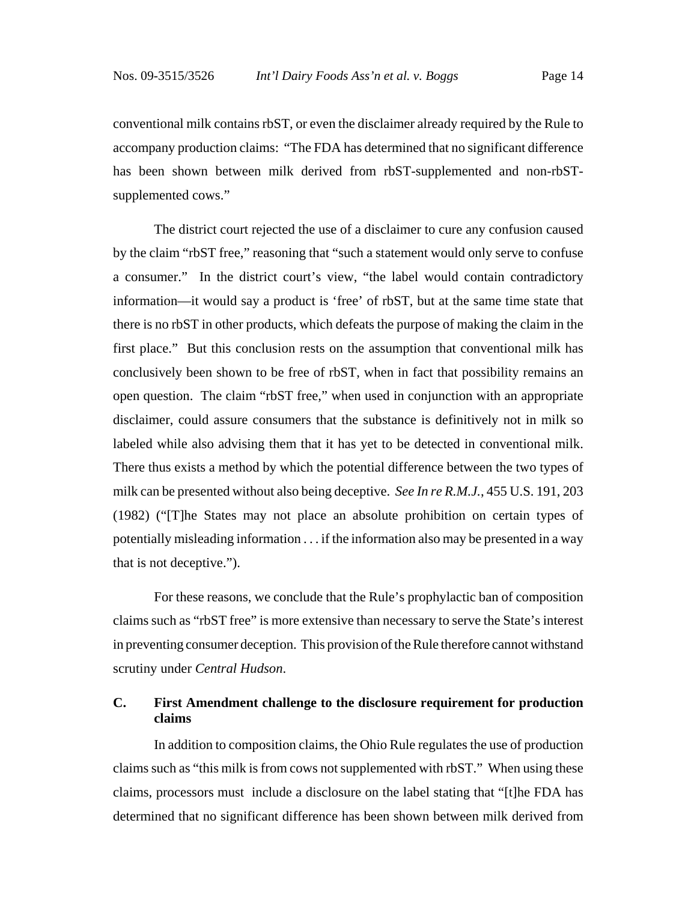conventional milk contains rbST, or even the disclaimer already required by the Rule to accompany production claims: "The FDA has determined that no significant difference has been shown between milk derived from rbST-supplemented and non-rbST-supplemented cows."

The district court rejected the use of a disclaimer to cure any confusion caused by the claim "rbST free," reasoning that "such a statement would only serve to confuse a consumer." In the district court's view, "the label would contain contradictory information—it would say a product is 'free' of rbST, but at the same time state that there is no rbST in other products, which defeats the purpose of making the claim in the first place." But this conclusion rests on the assumption that conventional milk has conclusively been shown to be free of rbST, when in fact that possibility remains an open question. The claim "rbST free," when used in conjunction with an appropriate disclaimer, could assure consumers that the substance is definitively not in milk so labeled while also advising them that it has yet to be detected in conventional milk. There thus exists a method by which the potential difference between the two types of milk can be presented without also being deceptive. *See In re R.M.J.*, 455 U.S. 191, 203 (1982) ("[T]he States may not place an absolute prohibition on certain types of potentially misleading information . . . if the information also may be presented in a way that is not deceptive.").

For these reasons, we conclude that the Rule's prophylactic ban of composition claims such as "rbST free" is more extensive than necessary to serve the State's interest in preventing consumer deception. This provision of the Rule therefore cannot withstand scrutiny under *Central Hudson*.

### C. First Amendment challenge to the disclosure requirement for production claims

In addition to composition claims, the Ohio Rule regulates the use of production claims such as "this milk is from cows not supplemented with rbST." When using these claims, processors must include a disclosure on the label stating that "[t]he FDA has determined that no significant difference has been shown between milk derived from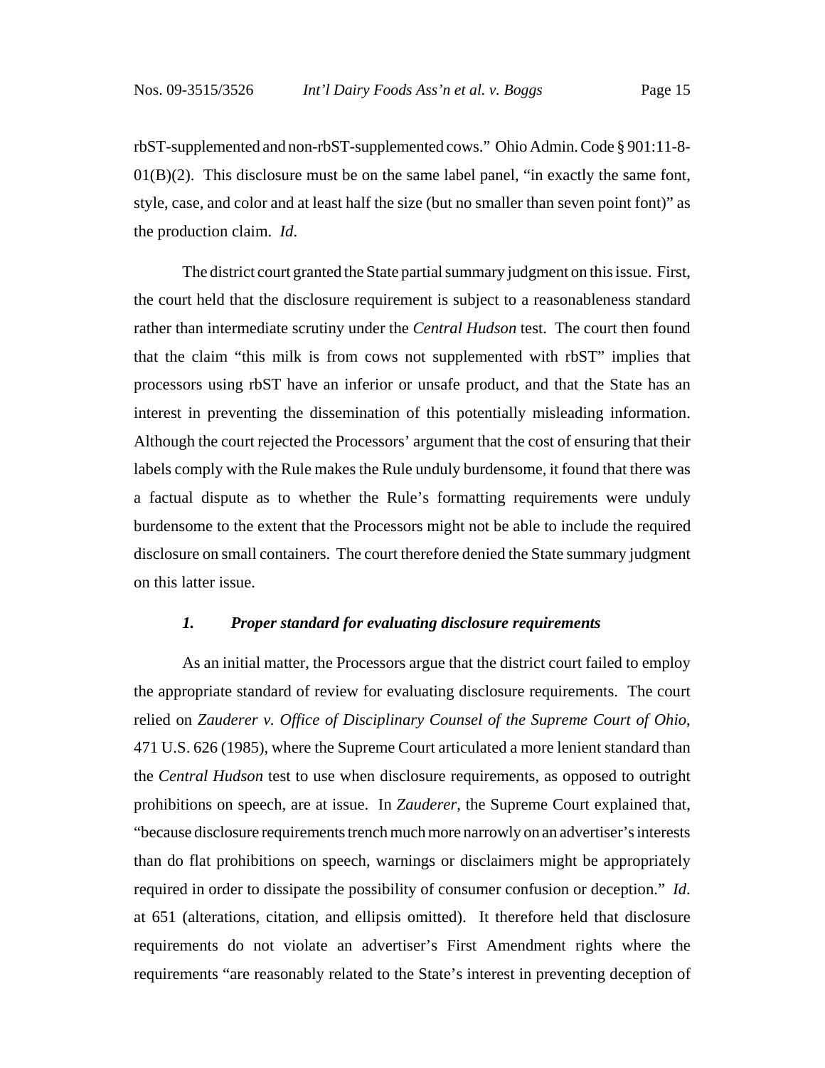rbST-supplemented and non-rbST-supplemented cows." Ohio Admin. Code § 901:11-8-01(B)(2). This disclosure must be on the same label panel, "in exactly the same font, style, case, and color and at least half the size (but no smaller than seven point font)" as the production claim. *Id*.

The district court granted the State partial summary judgment on this issue. First, the court held that the disclosure requirement is subject to a reasonableness standard rather than intermediate scrutiny under the *Central Hudson* test. The court then found that the claim "this milk is from cows not supplemented with rbST" implies that processors using rbST have an inferior or unsafe product, and that the State has an interest in preventing the dissemination of this potentially misleading information. Although the court rejected the Processors' argument that the cost of ensuring that their labels comply with the Rule makes the Rule unduly burdensome, it found that there was a factual dispute as to whether the Rule's formatting requirements were unduly burdensome to the extent that the Processors might not be able to include the required disclosure on small containers. The court therefore denied the State summary judgment on this latter issue.

### *1. Proper standard for evaluating disclosure requirements*

As an initial matter, the Processors argue that the district court failed to employ the appropriate standard of review for evaluating disclosure requirements. The court relied on *Zauderer v. Office of Disciplinary Counsel of the Supreme Court of Ohio*, 471 U.S. 626 (1985), where the Supreme Court articulated a more lenient standard than the *Central Hudson* test to use when disclosure requirements, as opposed to outright prohibitions on speech, are at issue. In *Zauderer*, the Supreme Court explained that, "because disclosure requirements trench much more narrowly on an advertiser's interests than do flat prohibitions on speech, warnings or disclaimers might be appropriately required in order to dissipate the possibility of consumer confusion or deception." *Id*. at 651 (alterations, citation, and ellipsis omitted). It therefore held that disclosure requirements do not violate an advertiser's First Amendment rights where the requirements "are reasonably related to the State's interest in preventing deception of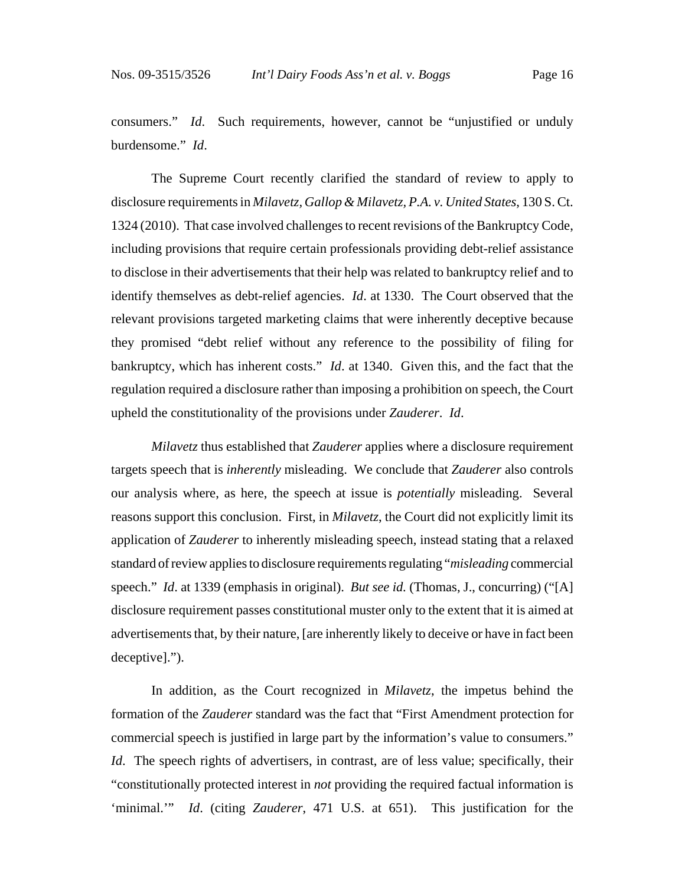consumers." *Id*. Such requirements, however, cannot be "unjustified or unduly burdensome." *Id*.

The Supreme Court recently clarified the standard of review to apply to disclosure requirements in *Milavetz, Gallop & Milavetz, P.A. v. United States*, 130 S. Ct. 1324 (2010). That case involved challenges to recent revisions of the Bankruptcy Code, including provisions that require certain professionals providing debt-relief assistance to disclose in their advertisements that their help was related to bankruptcy relief and to identify themselves as debt-relief agencies. *Id*. at 1330. The Court observed that the relevant provisions targeted marketing claims that were inherently deceptive because they promised "debt relief without any reference to the possibility of filing for bankruptcy, which has inherent costs." *Id*. at 1340. Given this, and the fact that the regulation required a disclosure rather than imposing a prohibition on speech, the Court upheld the constitutionality of the provisions under *Zauderer*. *Id*.

*Milavetz* thus established that *Zauderer* applies where a disclosure requirement targets speech that is *inherently* misleading. We conclude that *Zauderer* also controls our analysis where, as here, the speech at issue is *potentially* misleading. Several reasons support this conclusion. First, in *Milavetz*, the Court did not explicitly limit its application of *Zauderer* to inherently misleading speech, instead stating that a relaxed standard of review applies to disclosure requirements regulating "*misleading* commercial speech." *Id*. at 1339 (emphasis in original). *But see id.* (Thomas, J., concurring) ("[A] disclosure requirement passes constitutional muster only to the extent that it is aimed at advertisements that, by their nature, [are inherently likely to deceive or have in fact been deceptive].").

In addition, as the Court recognized in *Milavetz*, the impetus behind the formation of the *Zauderer* standard was the fact that "First Amendment protection for commercial speech is justified in large part by the information's value to consumers." *Id*. The speech rights of advertisers, in contrast, are of less value; specifically, their "constitutionally protected interest in *not* providing the required factual information is 'minimal.'" *Id*. (citing *Zauderer*, 471 U.S. at 651). This justification for the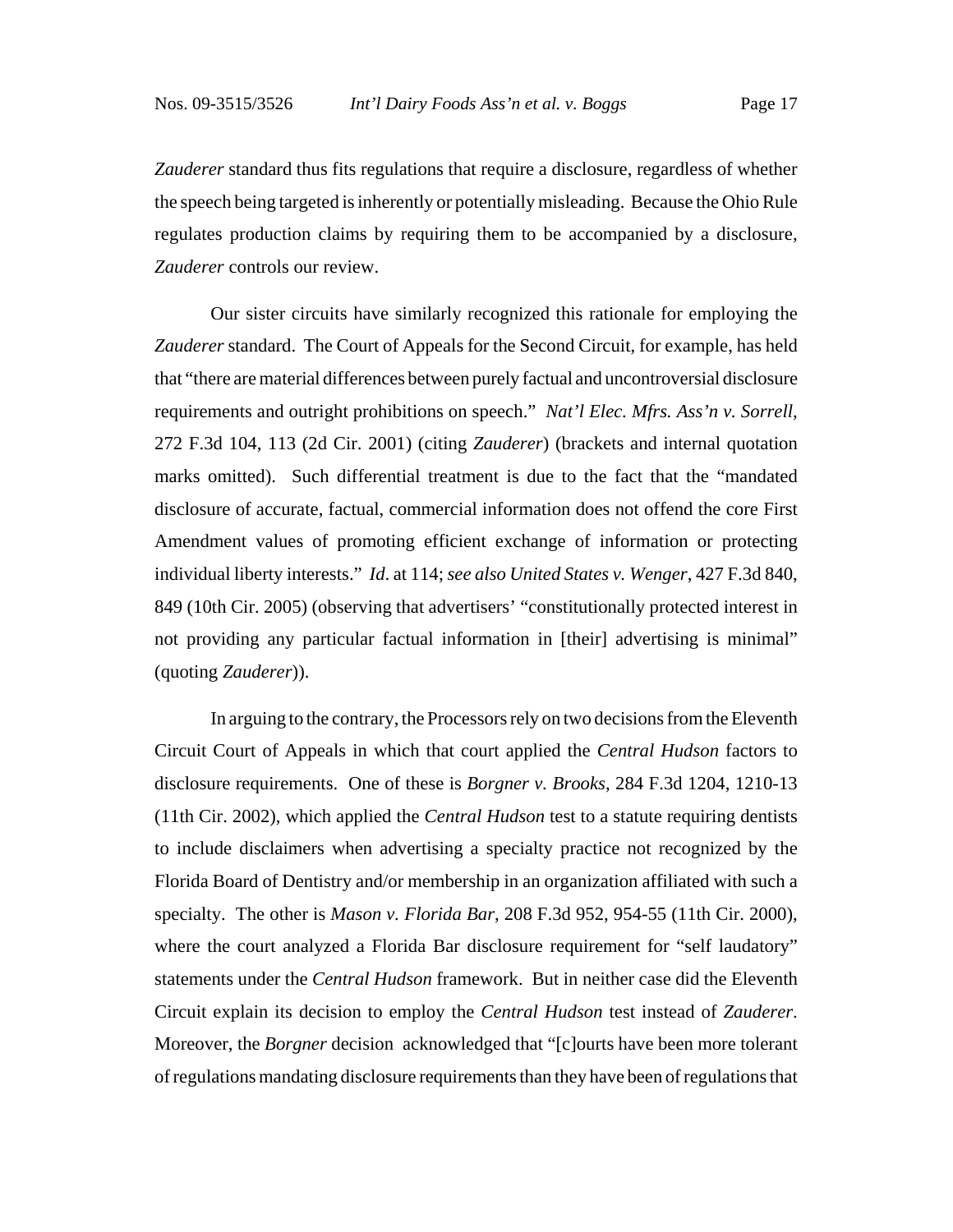*Zauderer* standard thus fits regulations that require a disclosure, regardless of whether the speech being targeted is inherently or potentially misleading. Because the Ohio Rule regulates production claims by requiring them to be accompanied by a disclosure, *Zauderer* controls our review.

Our sister circuits have similarly recognized this rationale for employing the *Zauderer* standard. The Court of Appeals for the Second Circuit, for example, has held that "there are material differences between purely factual and uncontroversial disclosure requirements and outright prohibitions on speech." *Nat'l Elec. Mfrs. Ass'n v. Sorrell*, 272 F.3d 104, 113 (2d Cir. 2001) (citing *Zauderer*) (brackets and internal quotation marks omitted). Such differential treatment is due to the fact that the "mandated disclosure of accurate, factual, commercial information does not offend the core First Amendment values of promoting efficient exchange of information or protecting individual liberty interests." *Id*. at 114; *see also United States v. Wenger*, 427 F.3d 840, 849 (10th Cir. 2005) (observing that advertisers' "constitutionally protected interest in not providing any particular factual information in [their] advertising is minimal" (quoting *Zauderer*)).

In arguing to the contrary, the Processors rely on two decisions from the Eleventh Circuit Court of Appeals in which that court applied the *Central Hudson* factors to disclosure requirements. One of these is *Borgner v. Brooks*, 284 F.3d 1204, 1210-13 (11th Cir. 2002), which applied the *Central Hudson* test to a statute requiring dentists to include disclaimers when advertising a specialty practice not recognized by the Florida Board of Dentistry and/or membership in an organization affiliated with such a specialty. The other is *Mason v. Florida Bar*, 208 F.3d 952, 954-55 (11th Cir. 2000), where the court analyzed a Florida Bar disclosure requirement for "self laudatory" statements under the *Central Hudson* framework. But in neither case did the Eleventh Circuit explain its decision to employ the *Central Hudson* test instead of *Zauderer*. Moreover, the *Borgner* decision acknowledged that "[c]ourts have been more tolerant of regulations mandating disclosure requirements than they have been of regulations that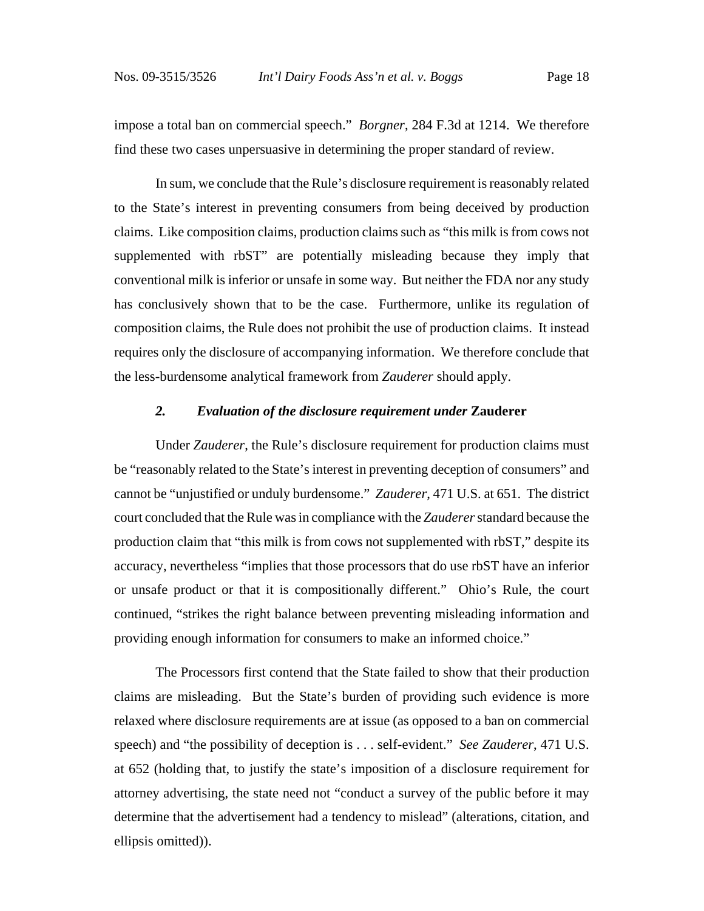impose a total ban on commercial speech." *Borgner*, 284 F.3d at 1214. We therefore find these two cases unpersuasive in determining the proper standard of review.

In sum, we conclude that the Rule's disclosure requirement is reasonably related to the State's interest in preventing consumers from being deceived by production claims. Like composition claims, production claims such as "this milk is from cows not supplemented with rbST" are potentially misleading because they imply that conventional milk is inferior or unsafe in some way. But neither the FDA nor any study has conclusively shown that to be the case. Furthermore, unlike its regulation of composition claims, the Rule does not prohibit the use of production claims. It instead requires only the disclosure of accompanying information. We therefore conclude that the less-burdensome analytical framework from *Zauderer* should apply.

### *2. Evaluation of the disclosure requirement under* **Zauderer**

Under *Zauderer*, the Rule's disclosure requirement for production claims must be "reasonably related to the State's interest in preventing deception of consumers" and cannot be "unjustified or unduly burdensome." *Zauderer*, 471 U.S. at 651. The district court concluded that the Rule was in compliance with the *Zauderer* standard because the production claim that "this milk is from cows not supplemented with rbST," despite its accuracy, nevertheless "implies that those processors that do use rbST have an inferior or unsafe product or that it is compositionally different." Ohio's Rule, the court continued, "strikes the right balance between preventing misleading information and providing enough information for consumers to make an informed choice."

The Processors first contend that the State failed to show that their production claims are misleading. But the State's burden of providing such evidence is more relaxed where disclosure requirements are at issue (as opposed to a ban on commercial speech) and "the possibility of deception is . . . self-evident." *See Zauderer*, 471 U.S. at 652 (holding that, to justify the state's imposition of a disclosure requirement for attorney advertising, the state need not "conduct a survey of the public before it may determine that the advertisement had a tendency to mislead" (alterations, citation, and ellipsis omitted)).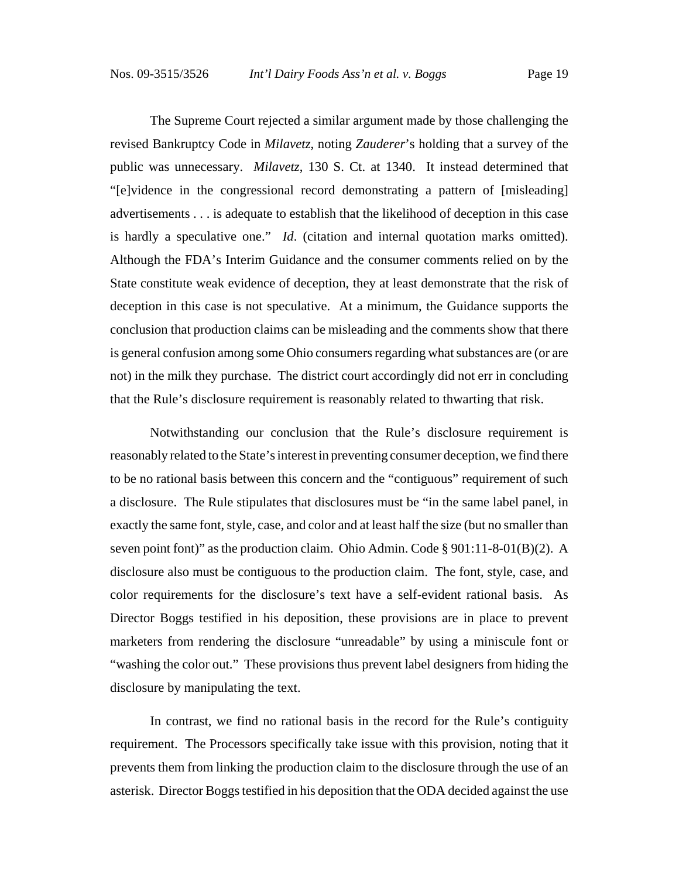The Supreme Court rejected a similar argument made by those challenging the revised Bankruptcy Code in *Milavetz*, noting *Zauderer*'s holding that a survey of the public was unnecessary. *Milavetz*, 130 S. Ct. at 1340. It instead determined that "[e]vidence in the congressional record demonstrating a pattern of [misleading] advertisements . . . is adequate to establish that the likelihood of deception in this case is hardly a speculative one." *Id*. (citation and internal quotation marks omitted). Although the FDA's Interim Guidance and the consumer comments relied on by the State constitute weak evidence of deception, they at least demonstrate that the risk of deception in this case is not speculative. At a minimum, the Guidance supports the conclusion that production claims can be misleading and the comments show that there is general confusion among some Ohio consumers regarding what substances are (or are not) in the milk they purchase. The district court accordingly did not err in concluding that the Rule's disclosure requirement is reasonably related to thwarting that risk.

Notwithstanding our conclusion that the Rule's disclosure requirement is reasonably related to the State's interest in preventing consumer deception, we find there to be no rational basis between this concern and the "contiguous" requirement of such a disclosure. The Rule stipulates that disclosures must be "in the same label panel, in exactly the same font, style, case, and color and at least half the size (but no smaller than seven point font)" as the production claim. Ohio Admin. Code § 901:11-8-01(B)(2). A disclosure also must be contiguous to the production claim. The font, style, case, and color requirements for the disclosure's text have a self-evident rational basis. As Director Boggs testified in his deposition, these provisions are in place to prevent marketers from rendering the disclosure "unreadable" by using a miniscule font or "washing the color out." These provisions thus prevent label designers from hiding the disclosure by manipulating the text.

In contrast, we find no rational basis in the record for the Rule's contiguity requirement. The Processors specifically take issue with this provision, noting that it prevents them from linking the production claim to the disclosure through the use of an asterisk. Director Boggs testified in his deposition that the ODA decided against the use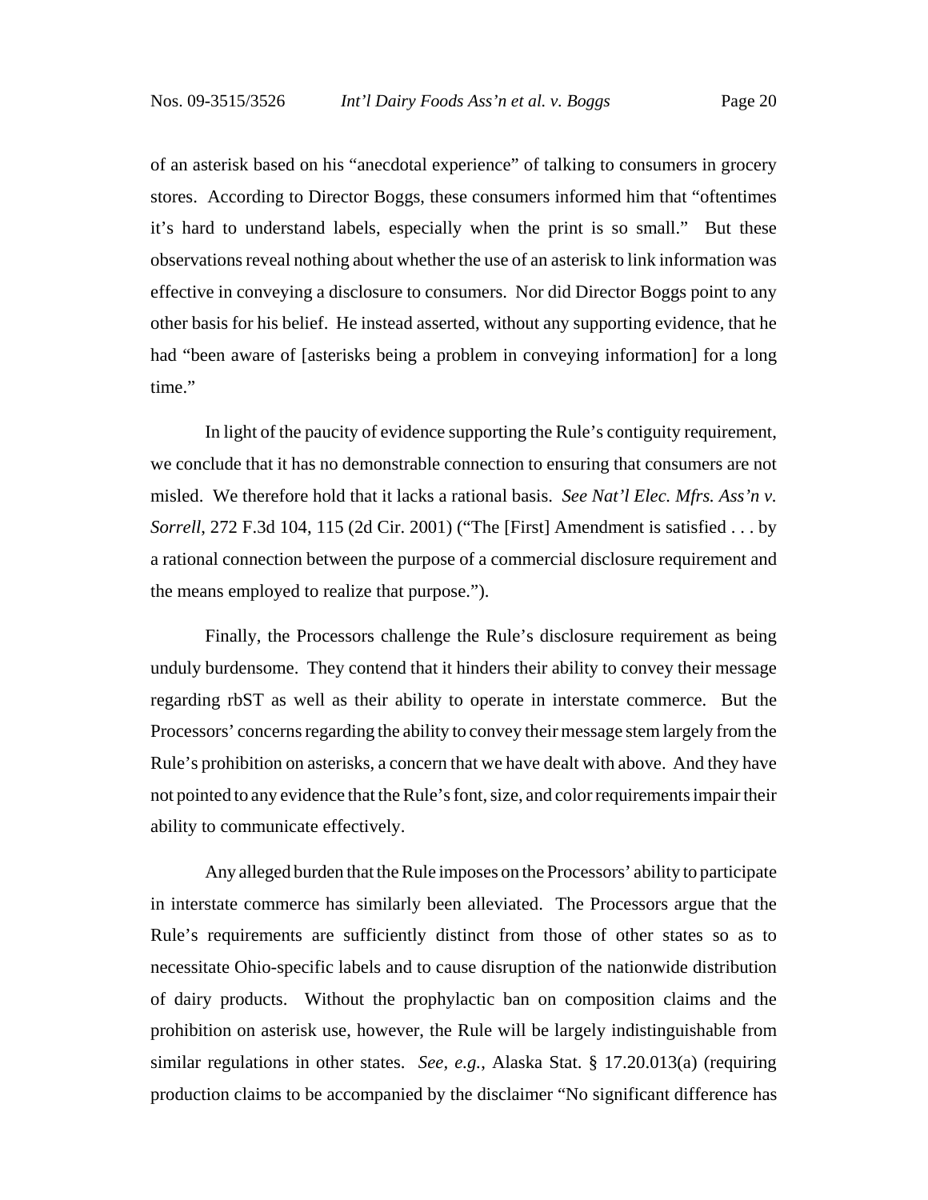of an asterisk based on his "anecdotal experience" of talking to consumers in grocery stores. According to Director Boggs, these consumers informed him that "oftentimes it's hard to understand labels, especially when the print is so small." But these observations reveal nothing about whether the use of an asterisk to link information was effective in conveying a disclosure to consumers. Nor did Director Boggs point to any other basis for his belief. He instead asserted, without any supporting evidence, that he had "been aware of [asterisks being a problem in conveying information] for a long time."

In light of the paucity of evidence supporting the Rule's contiguity requirement, we conclude that it has no demonstrable connection to ensuring that consumers are not misled. We therefore hold that it lacks a rational basis. *See Nat'l Elec. Mfrs. Ass'n v. Sorrell*, 272 F.3d 104, 115 (2d Cir. 2001) ("The [First] Amendment is satisfied . . . by a rational connection between the purpose of a commercial disclosure requirement and the means employed to realize that purpose.").

Finally, the Processors challenge the Rule's disclosure requirement as being unduly burdensome. They contend that it hinders their ability to convey their message regarding rbST as well as their ability to operate in interstate commerce. But the Processors' concerns regarding the ability to convey their message stem largely from the Rule's prohibition on asterisks, a concern that we have dealt with above. And they have not pointed to any evidence that the Rule's font, size, and color requirements impair their ability to communicate effectively.

Any alleged burden that the Rule imposes on the Processors' ability to participate in interstate commerce has similarly been alleviated. The Processors argue that the Rule's requirements are sufficiently distinct from those of other states so as to necessitate Ohio-specific labels and to cause disruption of the nationwide distribution of dairy products. Without the prophylactic ban on composition claims and the prohibition on asterisk use, however, the Rule will be largely indistinguishable from similar regulations in other states. *See, e.g.*, Alaska Stat. § 17.20.013(a) (requiring production claims to be accompanied by the disclaimer "No significant difference has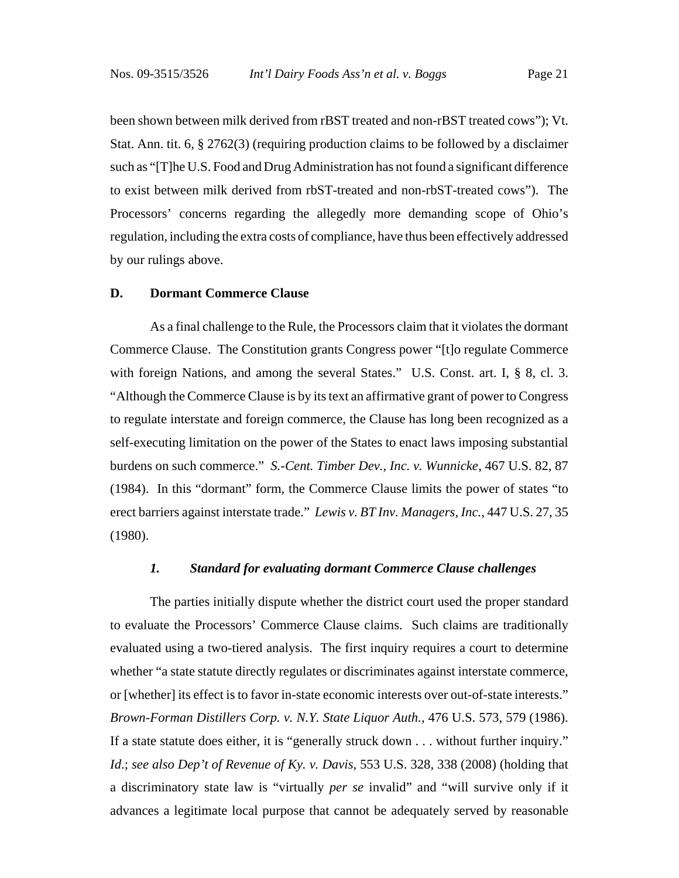been shown between milk derived from rBST treated and non-rBST treated cows"); Vt. Stat. Ann. tit. 6, § 2762(3) (requiring production claims to be followed by a disclaimer such as "[T]he U.S. Food and Drug Administration has not found a significant difference to exist between milk derived from rbST-treated and non-rbST-treated cows"). The Processors' concerns regarding the allegedly more demanding scope of Ohio's regulation, including the extra costs of compliance, have thus been effectively addressed by our rulings above.

### D. Dormant Commerce Clause

As a final challenge to the Rule, the Processors claim that it violates the dormant Commerce Clause. The Constitution grants Congress power "[t]o regulate Commerce with foreign Nations, and among the several States." U.S. Const. art. I, § 8, cl. 3. "Although the Commerce Clause is by its text an affirmative grant of power to Congress to regulate interstate and foreign commerce, the Clause has long been recognized as a self-executing limitation on the power of the States to enact laws imposing substantial burdens on such commerce." *S.-Cent. Timber Dev., Inc. v. Wunnicke*, 467 U.S. 82, 87 (1984). In this "dormant" form, the Commerce Clause limits the power of states "to erect barriers against interstate trade." *Lewis v. BT Inv. Managers, Inc.*, 447 U.S. 27, 35 (1980).

#### *1. Standard for evaluating dormant Commerce Clause challenges*

The parties initially dispute whether the district court used the proper standard to evaluate the Processors' Commerce Clause claims. Such claims are traditionally evaluated using a two-tiered analysis. The first inquiry requires a court to determine whether "a state statute directly regulates or discriminates against interstate commerce, or [whether] its effect is to favor in-state economic interests over out-of-state interests." *Brown-Forman Distillers Corp. v. N.Y. State Liquor Auth.*, 476 U.S. 573, 579 (1986). If a state statute does either, it is "generally struck down . . . without further inquiry." *Id.*; *see also Dep't of Revenue of Ky. v. Davis*, 553 U.S. 328, 338 (2008) (holding that a discriminatory state law is "virtually *per se* invalid" and "will survive only if it advances a legitimate local purpose that cannot be adequately served by reasonable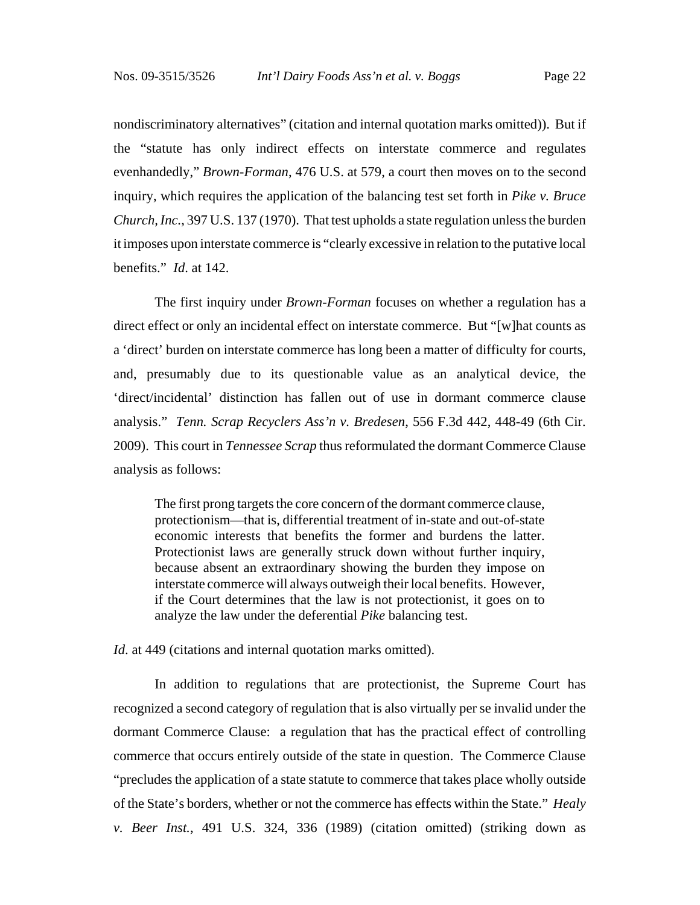nondiscriminatory alternatives" (citation and internal quotation marks omitted)). But if the "statute has only indirect effects on interstate commerce and regulates evenhandedly," *Brown-Forman*, 476 U.S. at 579, a court then moves on to the second inquiry, which requires the application of the balancing test set forth in *Pike v. Bruce Church, Inc.*, 397 U.S. 137 (1970). That test upholds a state regulation unless the burden it imposes upon interstate commerce is "clearly excessive in relation to the putative local benefits." *Id*. at 142.

The first inquiry under *Brown-Forman* focuses on whether a regulation has a direct effect or only an incidental effect on interstate commerce. But "[w]hat counts as a 'direct' burden on interstate commerce has long been a matter of difficulty for courts, and, presumably due to its questionable value as an analytical device, the 'direct/incidental' distinction has fallen out of use in dormant commerce clause analysis." *Tenn. Scrap Recyclers Ass'n v. Bredesen*, 556 F.3d 442, 448-49 (6th Cir. 2009). This court in *Tennessee Scrap* thus reformulated the dormant Commerce Clause analysis as follows:

> The first prong targets the core concern of the dormant commerce clause, protectionism—that is, differential treatment of in-state and out-of-state economic interests that benefits the former and burdens the latter. Protectionist laws are generally struck down without further inquiry, because absent an extraordinary showing the burden they impose on interstate commerce will always outweigh their local benefits. However, if the Court determines that the law is not protectionist, it goes on to analyze the law under the deferential *Pike* balancing test.

*Id*. at 449 (citations and internal quotation marks omitted).

In addition to regulations that are protectionist, the Supreme Court has recognized a second category of regulation that is also virtually per se invalid under the dormant Commerce Clause: a regulation that has the practical effect of controlling commerce that occurs entirely outside of the state in question. The Commerce Clause "precludes the application of a state statute to commerce that takes place wholly outside of the State's borders, whether or not the commerce has effects within the State." *Healy v. Beer Inst.*, 491 U.S. 324, 336 (1989) (citation omitted) (striking down as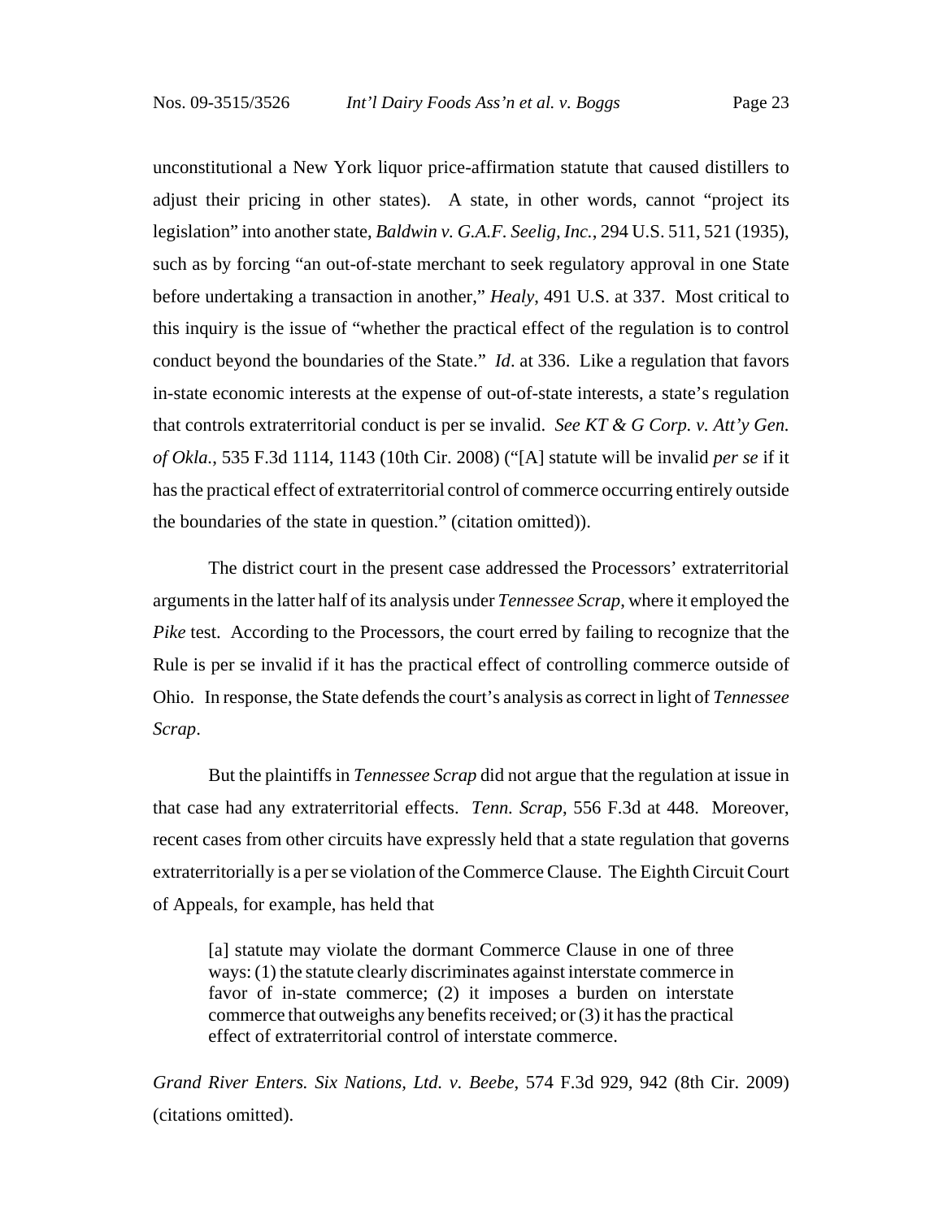unconstitutional a New York liquor price-affirmation statute that caused distillers to adjust their pricing in other states). A state, in other words, cannot "project its legislation" into another state, *Baldwin v. G.A.F. Seelig, Inc.*, 294 U.S. 511, 521 (1935), such as by forcing "an out-of-state merchant to seek regulatory approval in one State before undertaking a transaction in another," *Healy*, 491 U.S. at 337. Most critical to this inquiry is the issue of "whether the practical effect of the regulation is to control conduct beyond the boundaries of the State." *Id*. at 336. Like a regulation that favors in-state economic interests at the expense of out-of-state interests, a state's regulation that controls extraterritorial conduct is per se invalid. *See KT & G Corp. v. Att'y Gen. of Okla.*, 535 F.3d 1114, 1143 (10th Cir. 2008) ("[A] statute will be invalid *per se* if it has the practical effect of extraterritorial control of commerce occurring entirely outside the boundaries of the state in question." (citation omitted)).

The district court in the present case addressed the Processors' extraterritorial arguments in the latter half of its analysis under *Tennessee Scrap*, where it employed the *Pike* test. According to the Processors, the court erred by failing to recognize that the Rule is per se invalid if it has the practical effect of controlling commerce outside of Ohio. In response, the State defends the court's analysis as correct in light of *Tennessee Scrap*.

But the plaintiffs in *Tennessee Scrap* did not argue that the regulation at issue in that case had any extraterritorial effects. *Tenn. Scrap*, 556 F.3d at 448. Moreover, recent cases from other circuits have expressly held that a state regulation that governs extraterritorially is a per se violation of the Commerce Clause. The Eighth Circuit Court of Appeals, for example, has held that

> [a] statute may violate the dormant Commerce Clause in one of three ways: (1) the statute clearly discriminates against interstate commerce in favor of in-state commerce; (2) it imposes a burden on interstate commerce that outweighs any benefits received; or (3) it has the practical effect of extraterritorial control of interstate commerce.

*Grand River Enters. Six Nations, Ltd. v. Beebe*, 574 F.3d 929, 942 (8th Cir. 2009) (citations omitted).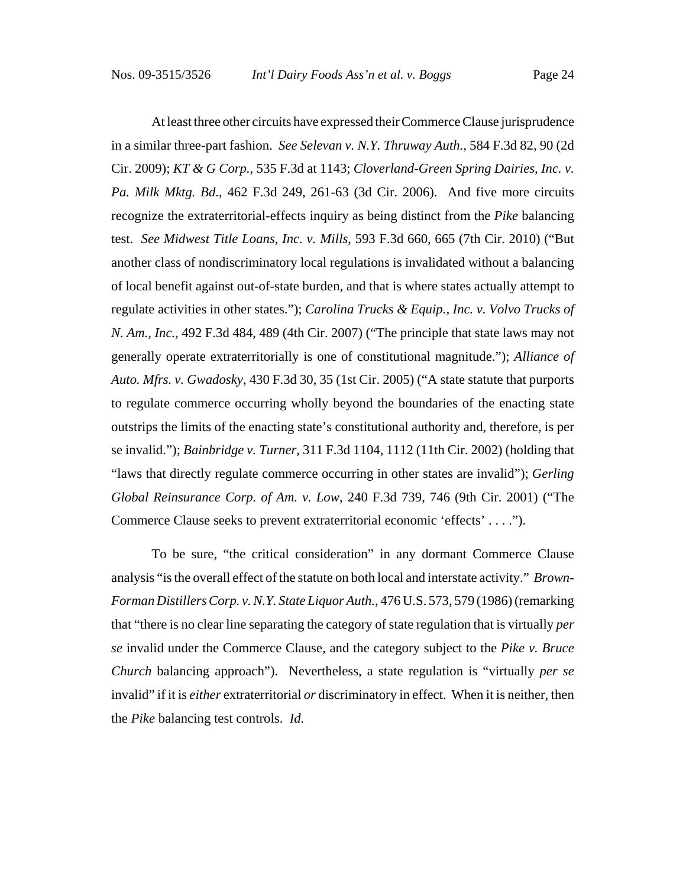At least three other circuits have expressed their Commerce Clause jurisprudence in a similar three-part fashion. *See Selevan v. N.Y. Thruway Auth.*, 584 F.3d 82, 90 (2d Cir. 2009); *KT & G Corp.*, 535 F.3d at 1143; *Cloverland-Green Spring Dairies, Inc. v. Pa. Milk Mktg. Bd.*, 462 F.3d 249, 261-63 (3d Cir. 2006). And five more circuits recognize the extraterritorial-effects inquiry as being distinct from the *Pike* balancing test. *See Midwest Title Loans, Inc. v. Mills*, 593 F.3d 660, 665 (7th Cir. 2010) ("But another class of nondiscriminatory local regulations is invalidated without a balancing of local benefit against out-of-state burden, and that is where states actually attempt to regulate activities in other states."); *Carolina Trucks & Equip., Inc. v. Volvo Trucks of N. Am., Inc.*, 492 F.3d 484, 489 (4th Cir. 2007) ("The principle that state laws may not generally operate extraterritorially is one of constitutional magnitude."); *Alliance of Auto. Mfrs. v. Gwadosky*, 430 F.3d 30, 35 (1st Cir. 2005) ("A state statute that purports to regulate commerce occurring wholly beyond the boundaries of the enacting state outstrips the limits of the enacting state's constitutional authority and, therefore, is per se invalid."); *Bainbridge v. Turner*, 311 F.3d 1104, 1112 (11th Cir. 2002) (holding that "laws that directly regulate commerce occurring in other states are invalid"); *Gerling Global Reinsurance Corp. of Am. v. Low*, 240 F.3d 739, 746 (9th Cir. 2001) ("The Commerce Clause seeks to prevent extraterritorial economic 'effects' . . . .").

To be sure, "the critical consideration" in any dormant Commerce Clause analysis "is the overall effect of the statute on both local and interstate activity." *Brown-Forman Distillers Corp. v. N.Y. State Liquor Auth.*, 476 U.S. 573, 579 (1986) (remarking that "there is no clear line separating the category of state regulation that is virtually *per se* invalid under the Commerce Clause, and the category subject to the *Pike v. Bruce Church* balancing approach"). Nevertheless, a state regulation is "virtually *per se* invalid" if it is *either* extraterritorial *or* discriminatory in effect. When it is neither, then the *Pike* balancing test controls. *Id.*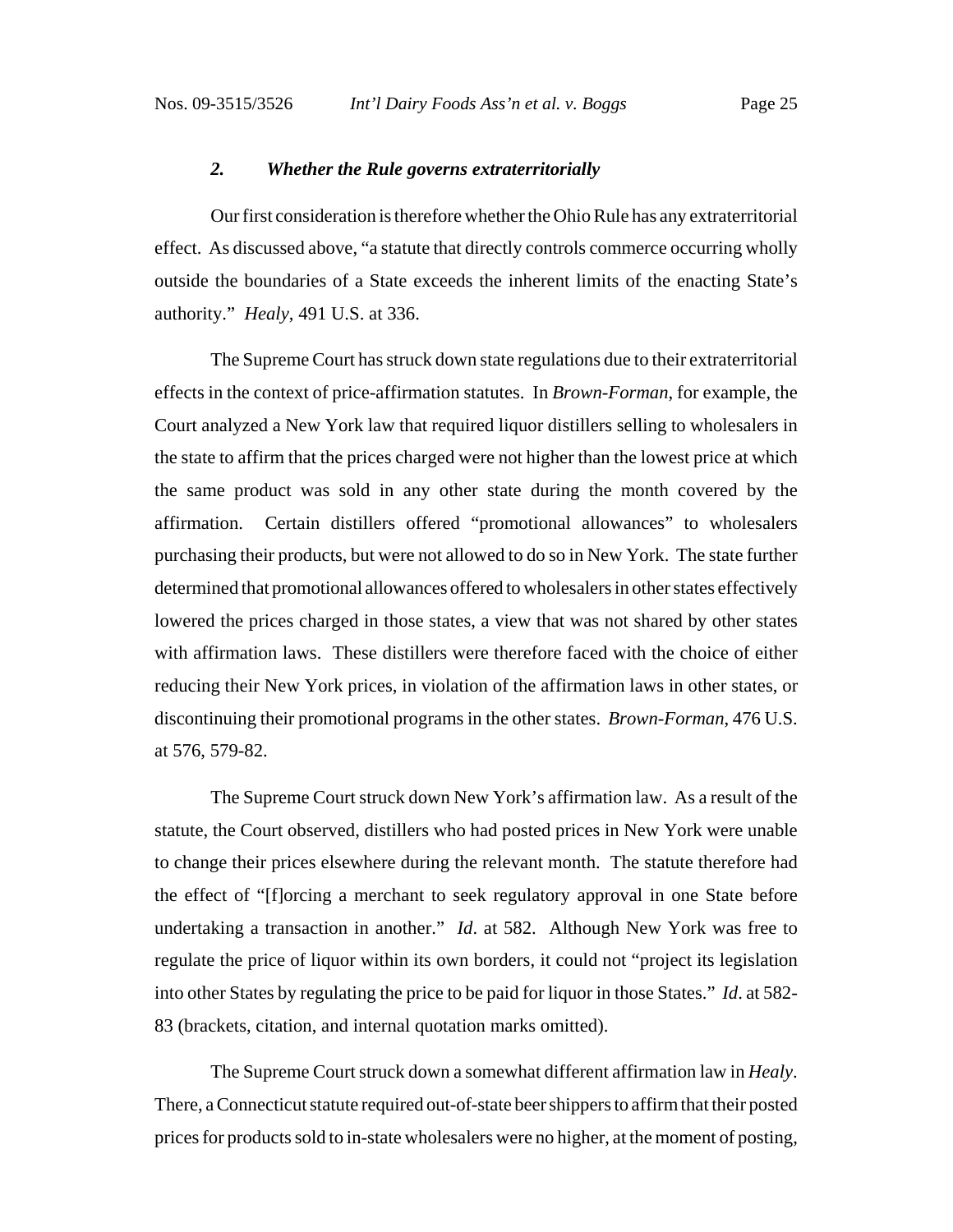### *2. Whether the Rule governs extraterritorially*

Our first consideration is therefore whether the Ohio Rule has any extraterritorial effect. As discussed above, "a statute that directly controls commerce occurring wholly outside the boundaries of a State exceeds the inherent limits of the enacting State's authority." *Healy*, 491 U.S. at 336.

The Supreme Court has struck down state regulations due to their extraterritorial effects in the context of price-affirmation statutes. In *Brown-Forman*, for example, the Court analyzed a New York law that required liquor distillers selling to wholesalers in the state to affirm that the prices charged were not higher than the lowest price at which the same product was sold in any other state during the month covered by the affirmation. Certain distillers offered "promotional allowances" to wholesalers purchasing their products, but were not allowed to do so in New York. The state further determined that promotional allowances offered to wholesalers in other states effectively lowered the prices charged in those states, a view that was not shared by other states with affirmation laws. These distillers were therefore faced with the choice of either reducing their New York prices, in violation of the affirmation laws in other states, or discontinuing their promotional programs in the other states. *Brown-Forman*, 476 U.S. at 576, 579-82.

The Supreme Court struck down New York's affirmation law. As a result of the statute, the Court observed, distillers who had posted prices in New York were unable to change their prices elsewhere during the relevant month. The statute therefore had the effect of "[f]orcing a merchant to seek regulatory approval in one State before undertaking a transaction in another." *Id*. at 582. Although New York was free to regulate the price of liquor within its own borders, it could not "project its legislation into other States by regulating the price to be paid for liquor in those States." *Id*. at 582-83 (brackets, citation, and internal quotation marks omitted).

The Supreme Court struck down a somewhat different affirmation law in *Healy*. There, a Connecticut statute required out-of-state beer shippers to affirm that their posted prices for products sold to in-state wholesalers were no higher, at the moment of posting,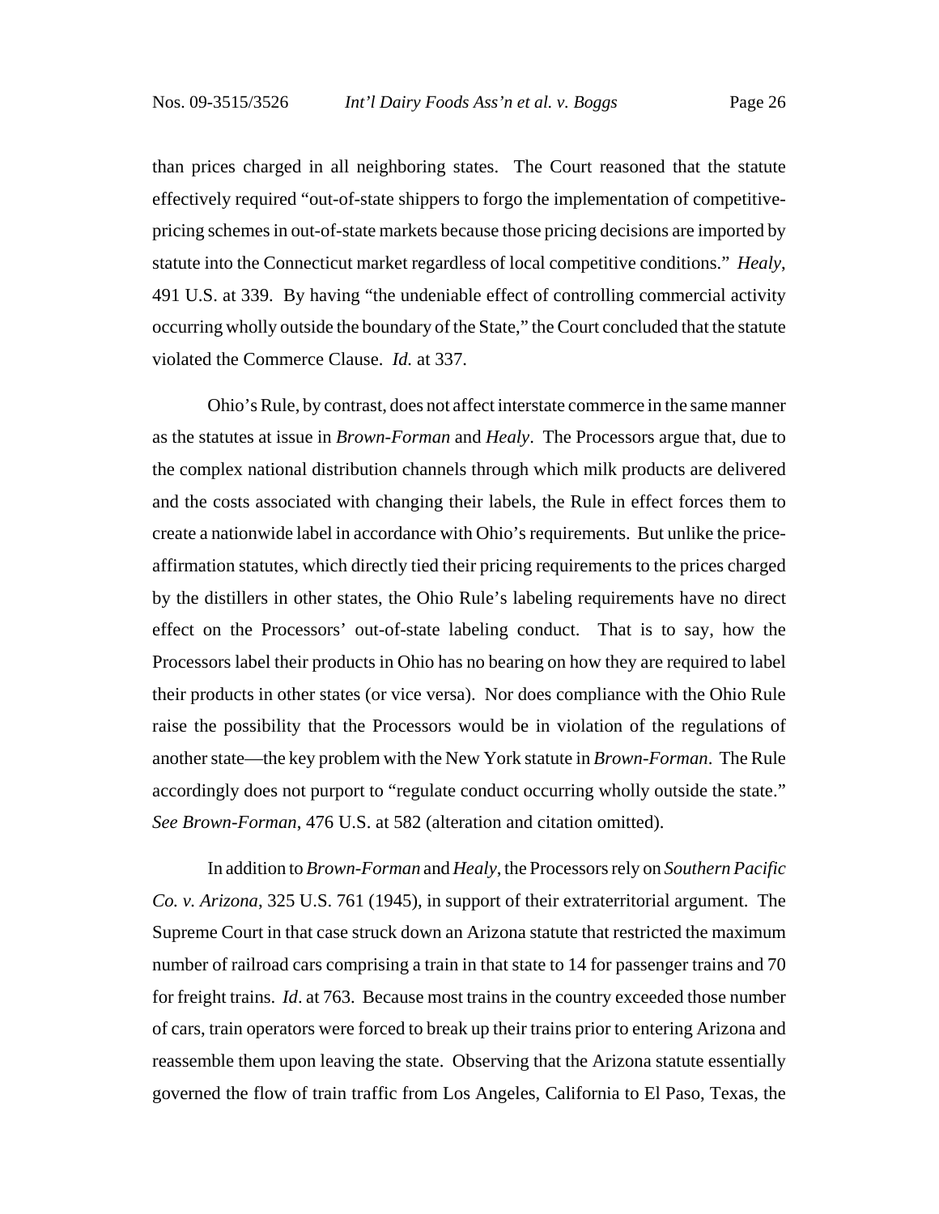than prices charged in all neighboring states. The Court reasoned that the statute effectively required "out-of-state shippers to forgo the implementation of competitive-pricing schemes in out-of-state markets because those pricing decisions are imported by statute into the Connecticut market regardless of local competitive conditions." *Healy*, 491 U.S. at 339. By having "the undeniable effect of controlling commercial activity occurring wholly outside the boundary of the State," the Court concluded that the statute violated the Commerce Clause. *Id.* at 337.

Ohio's Rule, by contrast, does not affect interstate commerce in the same manner as the statutes at issue in *Brown-Forman* and *Healy*. The Processors argue that, due to the complex national distribution channels through which milk products are delivered and the costs associated with changing their labels, the Rule in effect forces them to create a nationwide label in accordance with Ohio's requirements. But unlike the price-affirmation statutes, which directly tied their pricing requirements to the prices charged by the distillers in other states, the Ohio Rule's labeling requirements have no direct effect on the Processors' out-of-state labeling conduct. That is to say, how the Processors label their products in Ohio has no bearing on how they are required to label their products in other states (or vice versa). Nor does compliance with the Ohio Rule raise the possibility that the Processors would be in violation of the regulations of another state—the key problem with the New York statute in *Brown-Forman*. The Rule accordingly does not purport to "regulate conduct occurring wholly outside the state." *See Brown-Forman*, 476 U.S. at 582 (alteration and citation omitted).

In addition to *Brown-Forman* and *Healy*, the Processors rely on *Southern Pacific Co. v. Arizona*, 325 U.S. 761 (1945), in support of their extraterritorial argument. The Supreme Court in that case struck down an Arizona statute that restricted the maximum number of railroad cars comprising a train in that state to 14 for passenger trains and 70 for freight trains. *Id*. at 763. Because most trains in the country exceeded those number of cars, train operators were forced to break up their trains prior to entering Arizona and reassemble them upon leaving the state. Observing that the Arizona statute essentially governed the flow of train traffic from Los Angeles, California to El Paso, Texas, the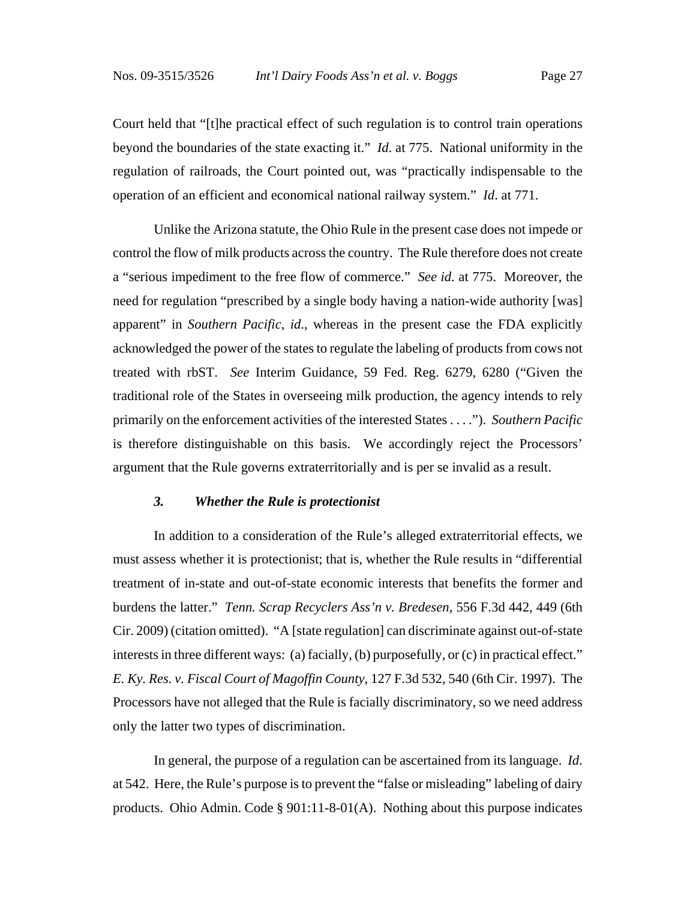Court held that "[t]he practical effect of such regulation is to control train operations beyond the boundaries of the state exacting it." *Id.* at 775. National uniformity in the regulation of railroads, the Court pointed out, was "practically indispensable to the operation of an efficient and economical national railway system." *Id.* at 771.

Unlike the Arizona statute, the Ohio Rule in the present case does not impede or control the flow of milk products across the country. The Rule therefore does not create a "serious impediment to the free flow of commerce." *See id.* at 775. Moreover, the need for regulation "prescribed by a single body having a nation-wide authority [was] apparent" in *Southern Pacific*, *id.*, whereas in the present case the FDA explicitly acknowledged the power of the states to regulate the labeling of products from cows not treated with rbST. *See* Interim Guidance, 59 Fed. Reg. 6279, 6280 ("Given the traditional role of the States in overseeing milk production, the agency intends to rely primarily on the enforcement activities of the interested States . . . ."). *Southern Pacific* is therefore distinguishable on this basis. We accordingly reject the Processors' argument that the Rule governs extraterritorially and is per se invalid as a result.

### *3. Whether the Rule is protectionist*

In addition to a consideration of the Rule's alleged extraterritorial effects, we must assess whether it is protectionist; that is, whether the Rule results in "differential treatment of in-state and out-of-state economic interests that benefits the former and burdens the latter." *Tenn. Scrap Recyclers Ass'n v. Bredesen*, 556 F.3d 442, 449 (6th Cir. 2009) (citation omitted). "A [state regulation] can discriminate against out-of-state interests in three different ways: (a) facially, (b) purposefully, or (c) in practical effect." *E. Ky. Res. v. Fiscal Court of Magoffin County*, 127 F.3d 532, 540 (6th Cir. 1997). The Processors have not alleged that the Rule is facially discriminatory, so we need address only the latter two types of discrimination.

In general, the purpose of a regulation can be ascertained from its language. *Id.* at 542. Here, the Rule's purpose is to prevent the "false or misleading" labeling of dairy products. Ohio Admin. Code § 901:11-8-01(A). Nothing about this purpose indicates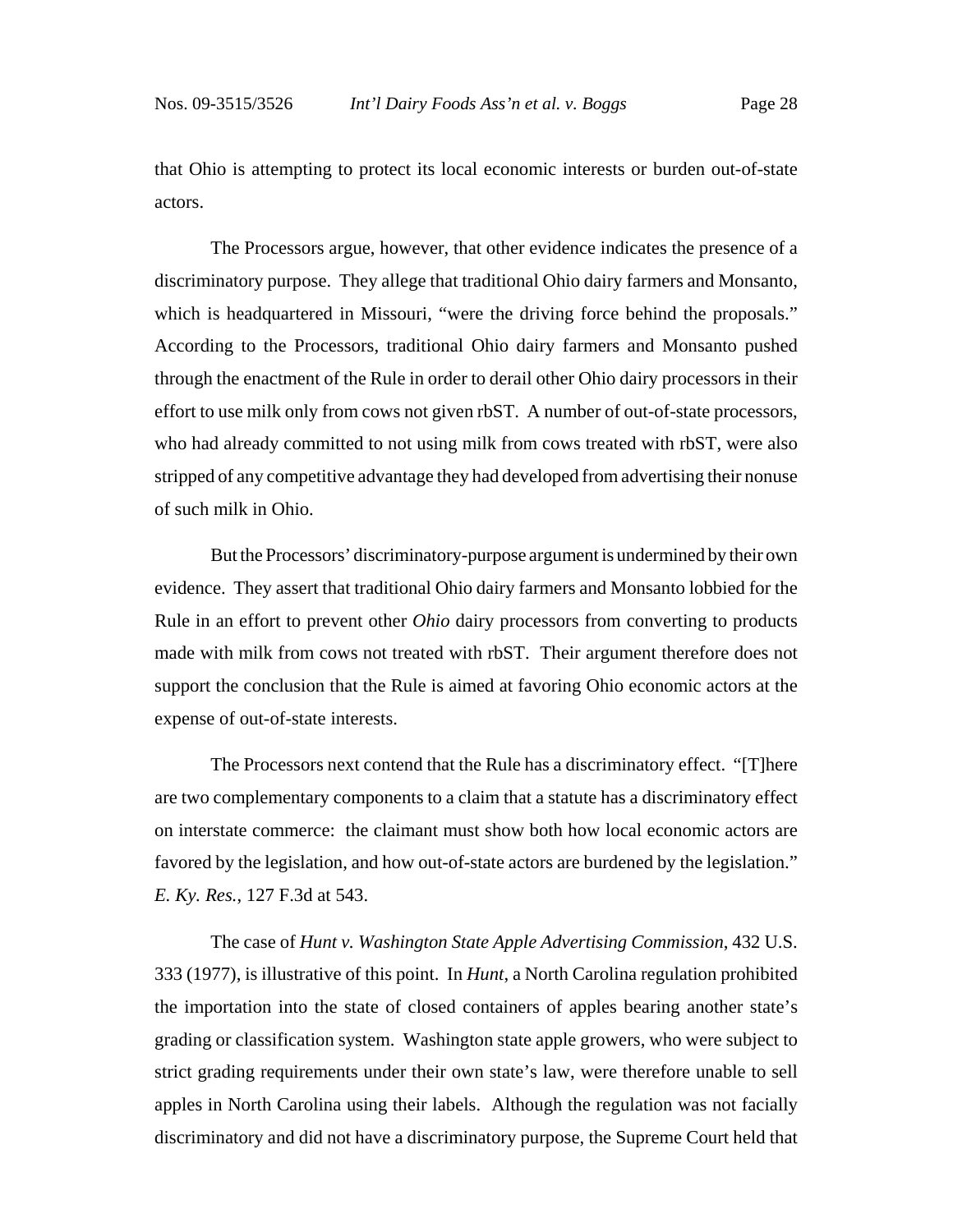that Ohio is attempting to protect its local economic interests or burden out-of-state actors.

The Processors argue, however, that other evidence indicates the presence of a discriminatory purpose. They allege that traditional Ohio dairy farmers and Monsanto, which is headquartered in Missouri, "were the driving force behind the proposals." According to the Processors, traditional Ohio dairy farmers and Monsanto pushed through the enactment of the Rule in order to derail other Ohio dairy processors in their effort to use milk only from cows not given rbST. A number of out-of-state processors, who had already committed to not using milk from cows treated with rbST, were also stripped of any competitive advantage they had developed from advertising their nonuse of such milk in Ohio.

But the Processors' discriminatory-purpose argument is undermined by their own evidence. They assert that traditional Ohio dairy farmers and Monsanto lobbied for the Rule in an effort to prevent other *Ohio* dairy processors from converting to products made with milk from cows not treated with rbST. Their argument therefore does not support the conclusion that the Rule is aimed at favoring Ohio economic actors at the expense of out-of-state interests.

The Processors next contend that the Rule has a discriminatory effect. "[T]here are two complementary components to a claim that a statute has a discriminatory effect on interstate commerce: the claimant must show both how local economic actors are favored by the legislation, and how out-of-state actors are burdened by the legislation." *E. Ky. Res.*, 127 F.3d at 543.

The case of *Hunt v. Washington State Apple Advertising Commission*, 432 U.S. 333 (1977), is illustrative of this point. In *Hunt*, a North Carolina regulation prohibited the importation into the state of closed containers of apples bearing another state's grading or classification system. Washington state apple growers, who were subject to strict grading requirements under their own state's law, were therefore unable to sell apples in North Carolina using their labels. Although the regulation was not facially discriminatory and did not have a discriminatory purpose, the Supreme Court held that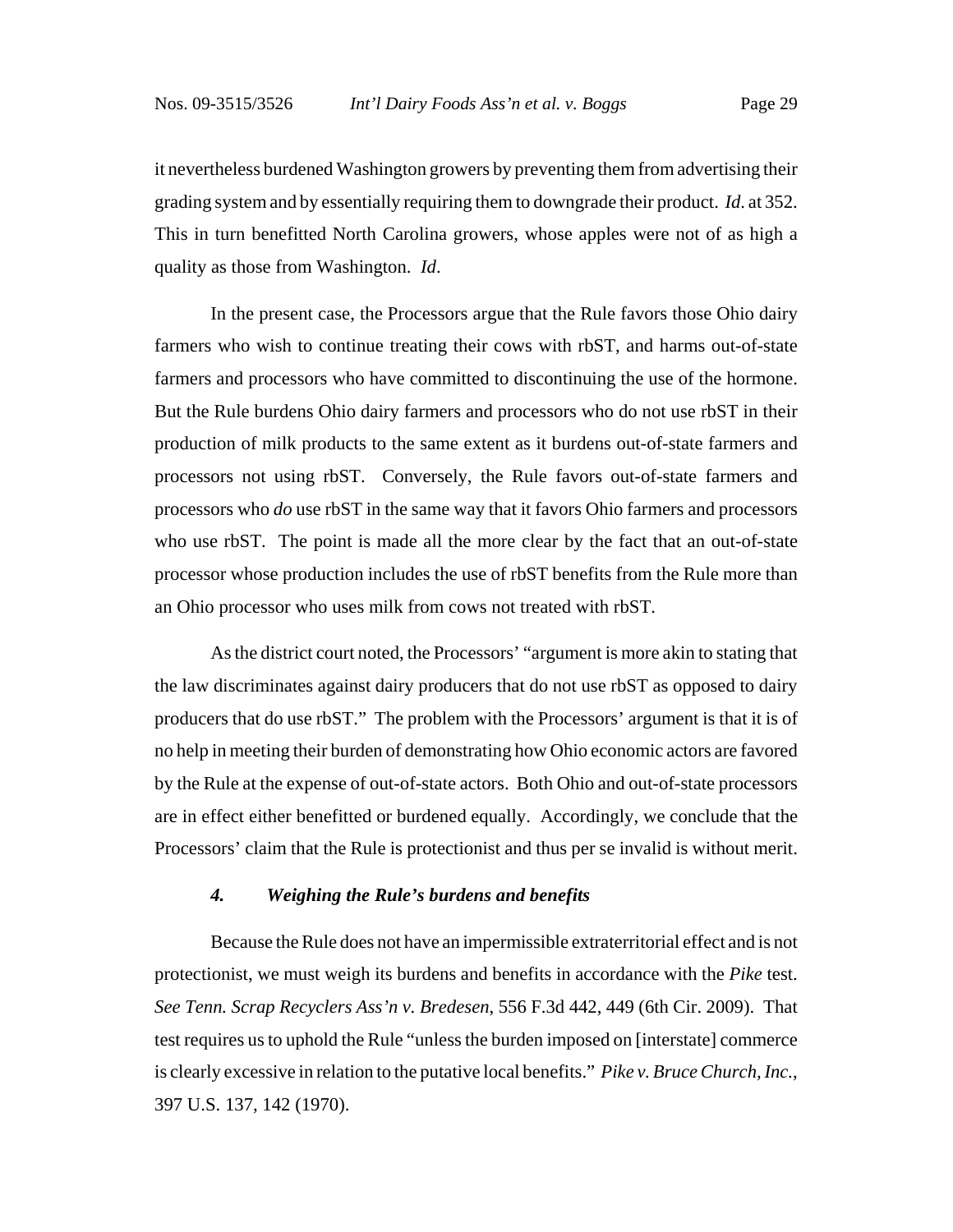it nevertheless burdened Washington growers by preventing them from advertising their grading system and by essentially requiring them to downgrade their product. *Id*. at 352. This in turn benefitted North Carolina growers, whose apples were not of as high a quality as those from Washington. *Id*.

In the present case, the Processors argue that the Rule favors those Ohio dairy farmers who wish to continue treating their cows with rbST, and harms out-of-state farmers and processors who have committed to discontinuing the use of the hormone. But the Rule burdens Ohio dairy farmers and processors who do not use rbST in their production of milk products to the same extent as it burdens out-of-state farmers and processors not using rbST. Conversely, the Rule favors out-of-state farmers and processors who *do* use rbST in the same way that it favors Ohio farmers and processors who use rbST. The point is made all the more clear by the fact that an out-of-state processor whose production includes the use of rbST benefits from the Rule more than an Ohio processor who uses milk from cows not treated with rbST.

As the district court noted, the Processors' "argument is more akin to stating that the law discriminates against dairy producers that do not use rbST as opposed to dairy producers that do use rbST." The problem with the Processors' argument is that it is of no help in meeting their burden of demonstrating how Ohio economic actors are favored by the Rule at the expense of out-of-state actors. Both Ohio and out-of-state processors are in effect either benefitted or burdened equally. Accordingly, we conclude that the Processors' claim that the Rule is protectionist and thus per se invalid is without merit.

#### *4. Weighing the Rule's burdens and benefits*

Because the Rule does not have an impermissible extraterritorial effect and is not protectionist, we must weigh its burdens and benefits in accordance with the *Pike* test. *See Tenn. Scrap Recyclers Ass'n v. Bredesen*, 556 F.3d 442, 449 (6th Cir. 2009). That test requires us to uphold the Rule "unless the burden imposed on [interstate] commerce is clearly excessive in relation to the putative local benefits." *Pike v. Bruce Church, Inc.*, 397 U.S. 137, 142 (1970).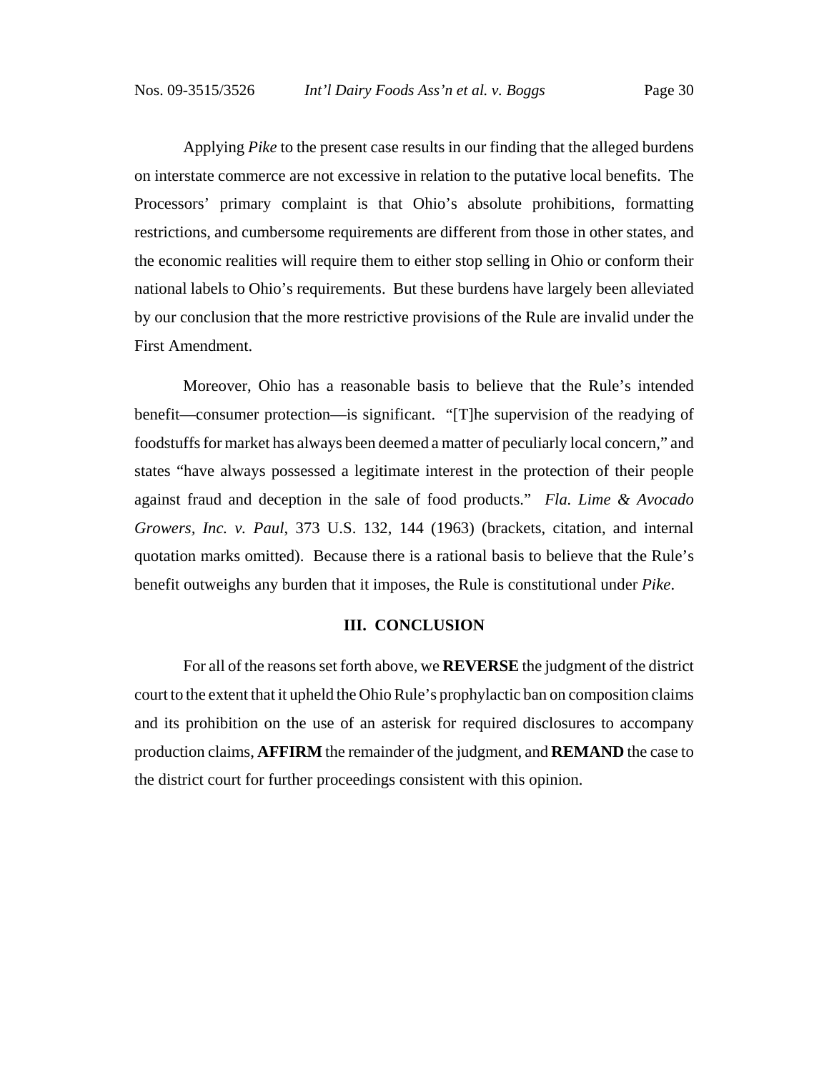Applying *Pike* to the present case results in our finding that the alleged burdens on interstate commerce are not excessive in relation to the putative local benefits. The Processors' primary complaint is that Ohio's absolute prohibitions, formatting restrictions, and cumbersome requirements are different from those in other states, and the economic realities will require them to either stop selling in Ohio or conform their national labels to Ohio's requirements. But these burdens have largely been alleviated by our conclusion that the more restrictive provisions of the Rule are invalid under the First Amendment.

Moreover, Ohio has a reasonable basis to believe that the Rule's intended benefit—consumer protection—is significant. "[T]he supervision of the readying of foodstuffs for market has always been deemed a matter of peculiarly local concern," and states "have always possessed a legitimate interest in the protection of their people against fraud and deception in the sale of food products." *Fla. Lime & Avocado Growers, Inc. v. Paul*, 373 U.S. 132, 144 (1963) (brackets, citation, and internal quotation marks omitted). Because there is a rational basis to believe that the Rule's benefit outweighs any burden that it imposes, the Rule is constitutional under *Pike*.

## III. CONCLUSION

For all of the reasons set forth above, we **REVERSE** the judgment of the district court to the extent that it upheld the Ohio Rule's prophylactic ban on composition claims and its prohibition on the use of an asterisk for required disclosures to accompany production claims, **AFFIRM** the remainder of the judgment, and **REMAND** the case to the district court for further proceedings consistent with this opinion.